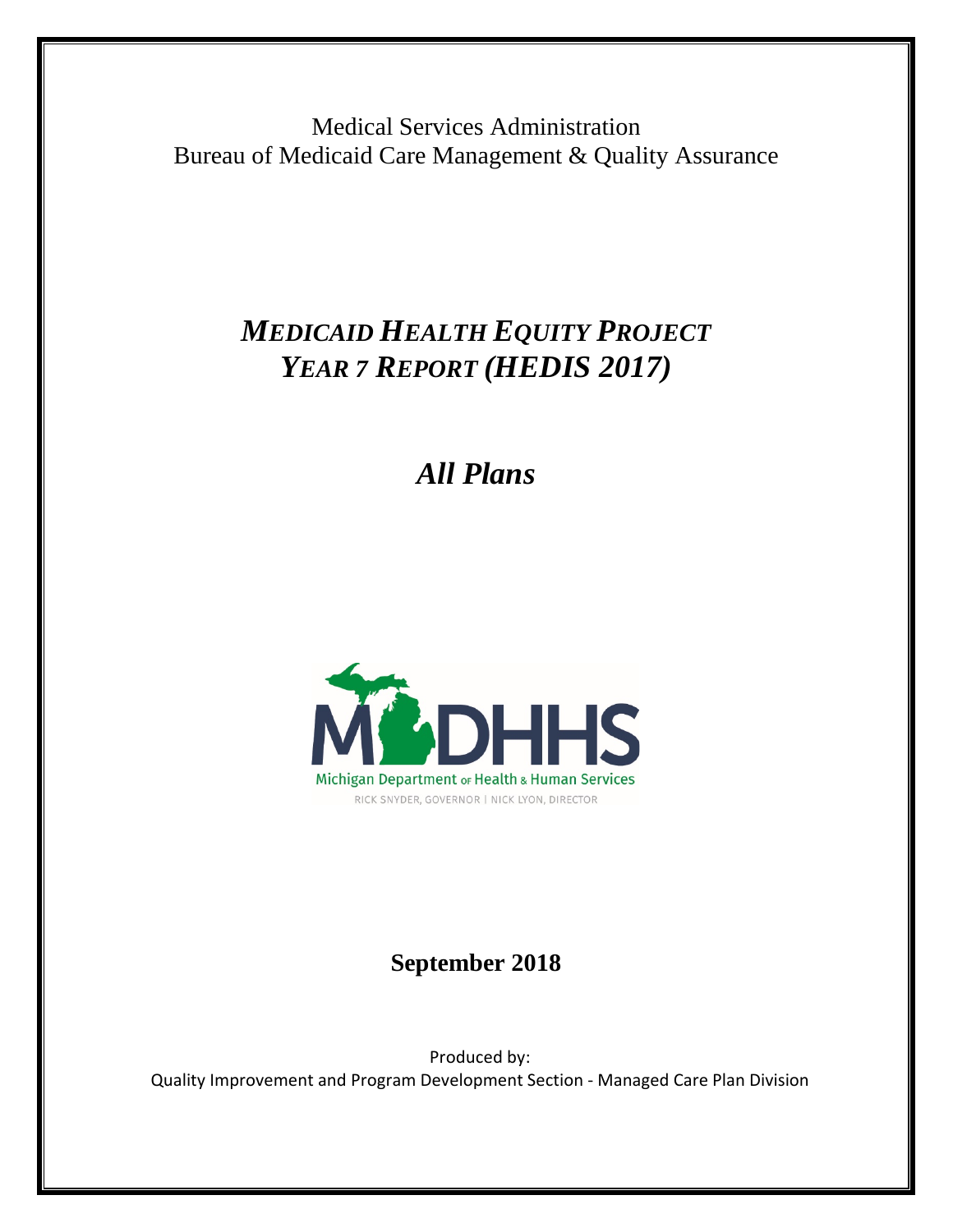Medical Services Administration
Bureau of Medicaid Care Management & Quality Assurance

# *MEDICAID HEALTH EQUITY PROJECT YEAR 7 REPORT (HEDIS 2017)*

## *All Plans*

MDHHS
Michigan Department of Health & Human Services
RICK SNYDER, GOVERNOR | NICK LYON, DIRECTOR

**September 2018**

Produced by:
Quality Improvement and Program Development Section - Managed Care Plan Division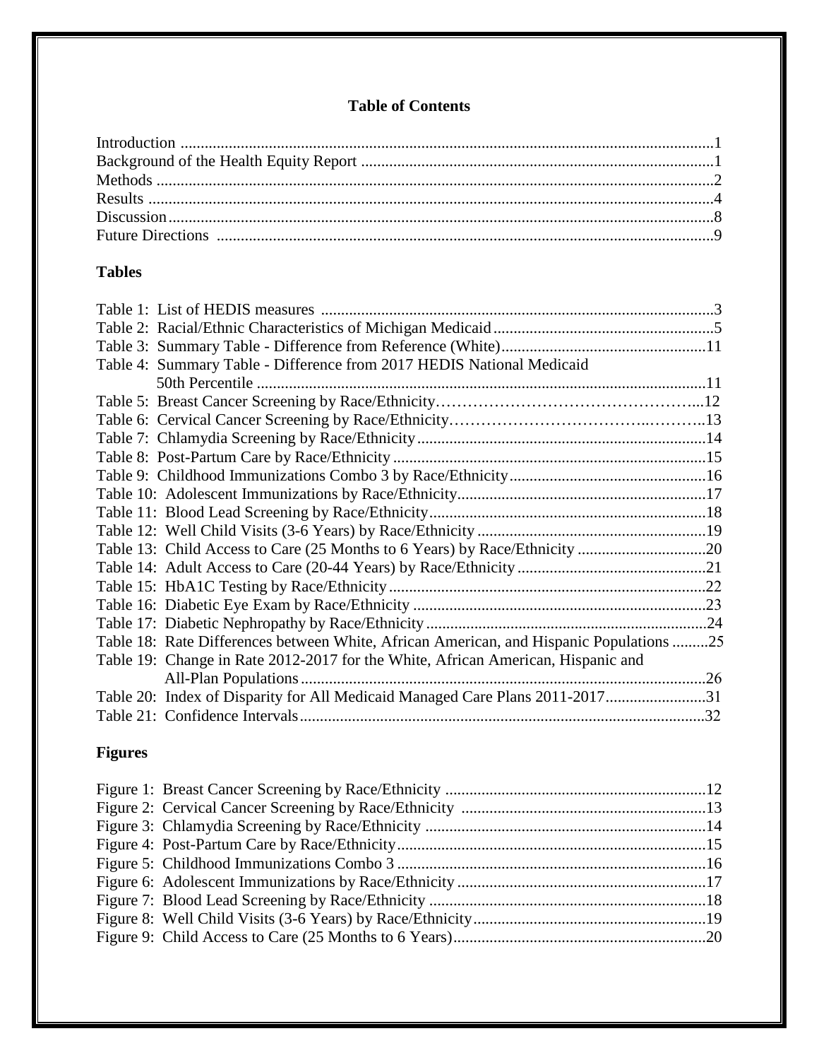## Table of Contents

Introduction ....................................................................................................................1
Background of the Health Equity Report .......................................................................1
Methods ..........................................................................................................................2
Results ............................................................................................................................4
Discussion.......................................................................................................................8
Future Directions ...........................................................................................................9

### Tables

Table 1: List of HEDIS measures ..................................................................................3
Table 2: Racial/Ethnic Characteristics of Michigan Medicaid.......................................................5
Table 3: Summary Table - Difference from Reference (White)..................................................11
Table 4: Summary Table - Difference from 2017 HEDIS National Medicaid 50th Percentile ...............................................................................................................11
Table 5: Breast Cancer Screening by Race/Ethnicity…………………………………………...12
Table 6: Cervical Cancer Screening by Race/Ethnicity………………………………..………..13
Table 7: Chlamydia Screening by Race/Ethnicity.......................................................................14
Table 8: Post-Partum Care by Race/Ethnicity.............................................................................15
Table 9: Childhood Immunizations Combo 3 by Race/Ethnicity................................................16
Table 10: Adolescent Immunizations by Race/Ethnicity.............................................................17
Table 11: Blood Lead Screening by Race/Ethnicity....................................................................18
Table 12: Well Child Visits (3-6 Years) by Race/Ethnicity .........................................................19
Table 13: Child Access to Care (25 Months to 6 Years) by Race/Ethnicity ................................20
Table 14: Adult Access to Care (20-44 Years) by Race/Ethnicity...............................................21
Table 15: HbA1C Testing by Race/Ethnicity..............................................................................22
Table 16: Diabetic Eye Exam by Race/Ethnicity ........................................................................23
Table 17: Diabetic Nephropathy by Race/Ethnicity.....................................................................24
Table 18: Rate Differences between White, African American, and Hispanic Populations .........25
Table 19: Change in Rate 2012-2017 for the White, African American, Hispanic and All-Plan Populations.....................................................................................................26
Table 20: Index of Disparity for All Medicaid Managed Care Plans 2011-2017.........................31
Table 21: Confidence Intervals....................................................................................................32

### Figures

Figure 1: Breast Cancer Screening by Race/Ethnicity ................................................................12
Figure 2: Cervical Cancer Screening by Race/Ethnicity ............................................................13
Figure 3: Chlamydia Screening by Race/Ethnicity .....................................................................14
Figure 4: Post-Partum Care by Race/Ethnicity............................................................................15
Figure 5: Childhood Immunizations Combo 3 ............................................................................16
Figure 6: Adolescent Immunizations by Race/Ethnicity .............................................................17
Figure 7: Blood Lead Screening by Race/Ethnicity ....................................................................18
Figure 8: Well Child Visits (3-6 Years) by Race/Ethnicity.........................................................19
Figure 9: Child Access to Care (25 Months to 6 Years)..............................................................20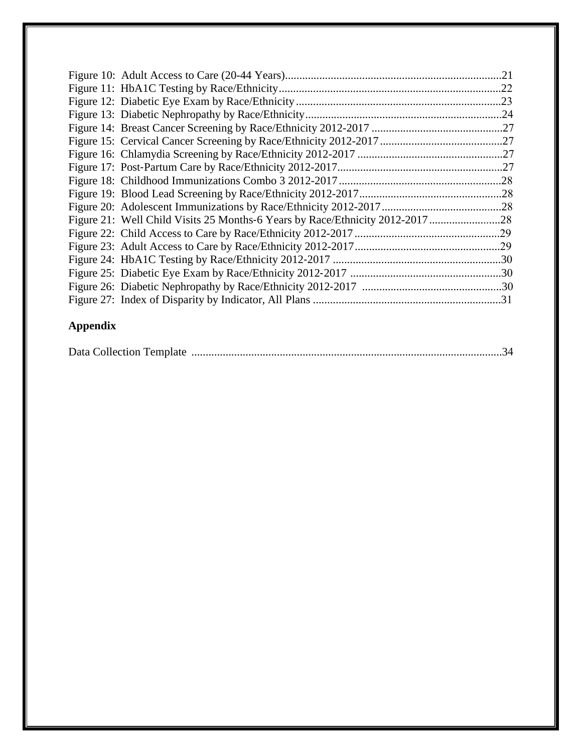Figure 10: Adult Access to Care (20-44 Years)............................................................................21
Figure 11: HbA1C Testing by Race/Ethnicity..............................................................................22
Figure 12: Diabetic Eye Exam by Race/Ethnicity........................................................................23
Figure 13: Diabetic Nephropathy by Race/Ethnicity.....................................................................24
Figure 14: Breast Cancer Screening by Race/Ethnicity 2012-2017 ..............................................27
Figure 15: Cervical Cancer Screening by Race/Ethnicity 2012-2017...........................................27
Figure 16: Chlamydia Screening by Race/Ethnicity 2012-2017 ...................................................27
Figure 17: Post-Partum Care by Race/Ethnicity 2012-2017..........................................................27
Figure 18: Childhood Immunizations Combo 3 2012-2017.........................................................28
Figure 19: Blood Lead Screening by Race/Ethnicity 2012-2017..................................................28
Figure 20: Adolescent Immunizations by Race/Ethnicity 2012-2017..........................................28
Figure 21: Well Child Visits 25 Months-6 Years by Race/Ethnicity 2012-2017.........................28
Figure 22: Child Access to Care by Race/Ethnicity 2012-2017...................................................29
Figure 23: Adult Access to Care by Race/Ethnicity 2012-2017...................................................29
Figure 24: HbA1C Testing by Race/Ethnicity 2012-2017 ...........................................................30
Figure 25: Diabetic Eye Exam by Race/Ethnicity 2012-2017 .....................................................30
Figure 26: Diabetic Nephropathy by Race/Ethnicity 2012-2017 .................................................30
Figure 27: Index of Disparity by Indicator, All Plans ..................................................................31

**Appendix**

Data Collection Template ............................................................................................................34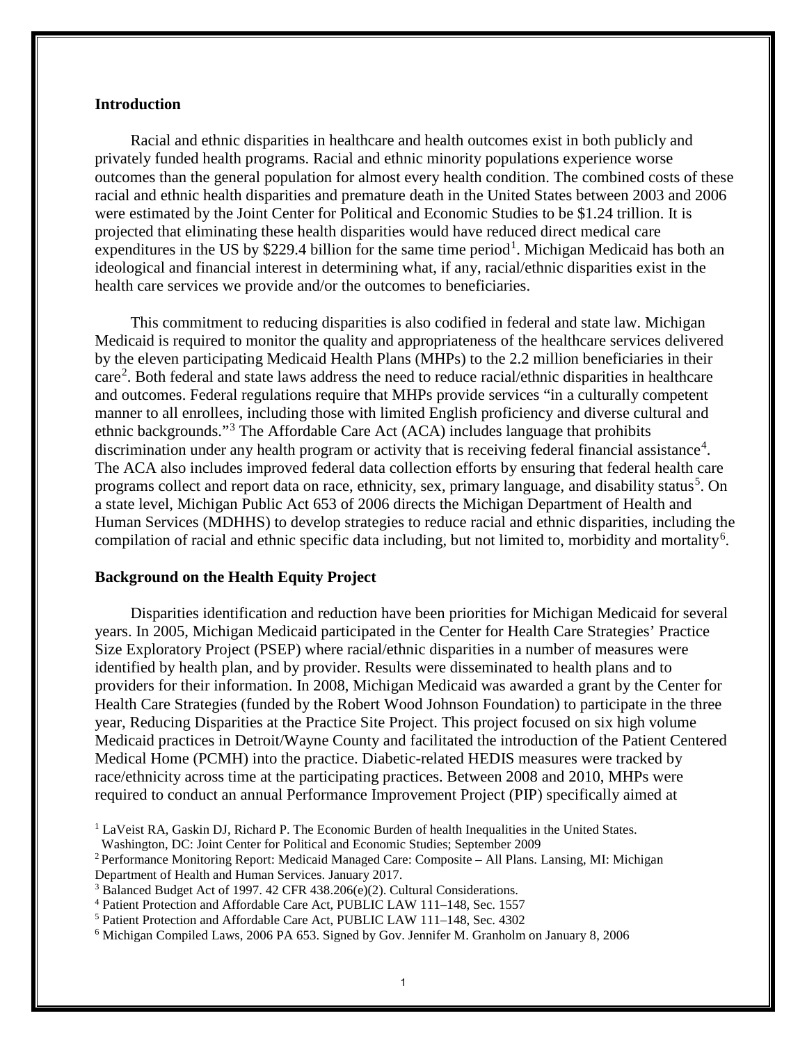## Introduction

Racial and ethnic disparities in healthcare and health outcomes exist in both publicly and privately funded health programs. Racial and ethnic minority populations experience worse outcomes than the general population for almost every health condition. The combined costs of these racial and ethnic health disparities and premature death in the United States between 2003 and 2006 were estimated by the Joint Center for Political and Economic Studies to be $1.24 trillion. It is projected that eliminating these health disparities would have reduced direct medical care expenditures in the US by $229.4 billion for the same time period[1]. Michigan Medicaid has both an ideological and financial interest in determining what, if any, racial/ethnic disparities exist in the health care services we provide and/or the outcomes to beneficiaries.

This commitment to reducing disparities is also codified in federal and state law. Michigan Medicaid is required to monitor the quality and appropriateness of the healthcare services delivered by the eleven participating Medicaid Health Plans (MHPs) to the 2.2 million beneficiaries in their care[2]. Both federal and state laws address the need to reduce racial/ethnic disparities in healthcare and outcomes. Federal regulations require that MHPs provide services "in a culturally competent manner to all enrollees, including those with limited English proficiency and diverse cultural and ethnic backgrounds."[3] The Affordable Care Act (ACA) includes language that prohibits discrimination under any health program or activity that is receiving federal financial assistance[4]. The ACA also includes improved federal data collection efforts by ensuring that federal health care programs collect and report data on race, ethnicity, sex, primary language, and disability status[5]. On a state level, Michigan Public Act 653 of 2006 directs the Michigan Department of Health and Human Services (MDHHS) to develop strategies to reduce racial and ethnic disparities, including the compilation of racial and ethnic specific data including, but not limited to, morbidity and mortality[6].

## Background on the Health Equity Project

Disparities identification and reduction have been priorities for Michigan Medicaid for several years. In 2005, Michigan Medicaid participated in the Center for Health Care Strategies' Practice Size Exploratory Project (PSEP) where racial/ethnic disparities in a number of measures were identified by health plan, and by provider. Results were disseminated to health plans and to providers for their information. In 2008, Michigan Medicaid was awarded a grant by the Center for Health Care Strategies (funded by the Robert Wood Johnson Foundation) to participate in the three year, Reducing Disparities at the Practice Site Project. This project focused on six high volume Medicaid practices in Detroit/Wayne County and facilitated the introduction of the Patient Centered Medical Home (PCMH) into the practice. Diabetic-related HEDIS measures were tracked by race/ethnicity across time at the participating practices. Between 2008 and 2010, MHPs were required to conduct an annual Performance Improvement Project (PIP) specifically aimed at

[1] LaVeist RA, Gaskin DJ, Richard P. The Economic Burden of health Inequalities in the United States. Washington, DC: Joint Center for Political and Economic Studies; September 2009

[2] Performance Monitoring Report: Medicaid Managed Care: Composite – All Plans. Lansing, MI: Michigan Department of Health and Human Services. January 2017.

[3] Balanced Budget Act of 1997. 42 CFR 438.206(e)(2). Cultural Considerations.

[4] Patient Protection and Affordable Care Act, PUBLIC LAW 111–148, Sec. 1557

[5] Patient Protection and Affordable Care Act, PUBLIC LAW 111–148, Sec. 4302

[6] Michigan Compiled Laws, 2006 PA 653. Signed by Gov. Jennifer M. Granholm on January 8, 2006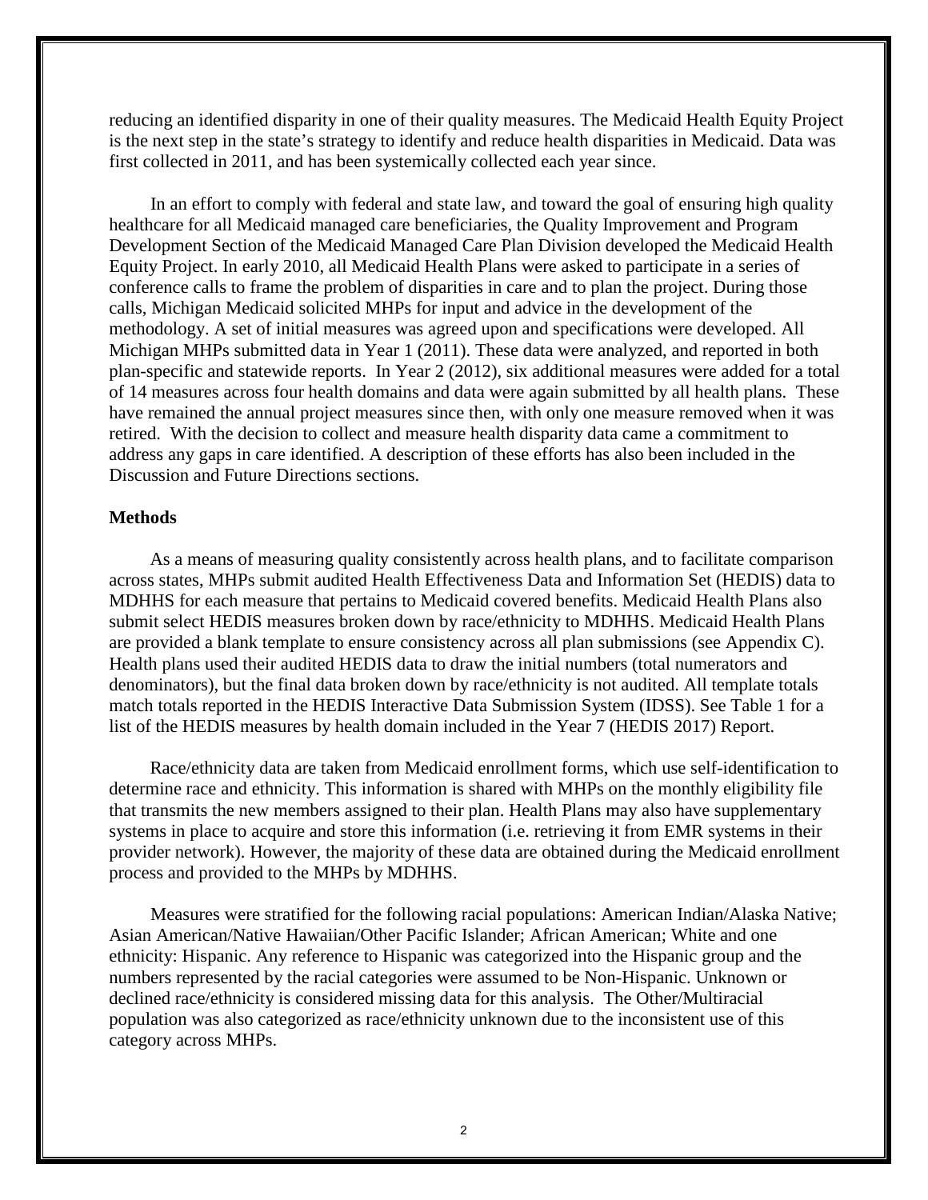reducing an identified disparity in one of their quality measures. The Medicaid Health Equity Project is the next step in the state's strategy to identify and reduce health disparities in Medicaid. Data was first collected in 2011, and has been systemically collected each year since.

In an effort to comply with federal and state law, and toward the goal of ensuring high quality healthcare for all Medicaid managed care beneficiaries, the Quality Improvement and Program Development Section of the Medicaid Managed Care Plan Division developed the Medicaid Health Equity Project. In early 2010, all Medicaid Health Plans were asked to participate in a series of conference calls to frame the problem of disparities in care and to plan the project. During those calls, Michigan Medicaid solicited MHPs for input and advice in the development of the methodology. A set of initial measures was agreed upon and specifications were developed. All Michigan MHPs submitted data in Year 1 (2011). These data were analyzed, and reported in both plan-specific and statewide reports. In Year 2 (2012), six additional measures were added for a total of 14 measures across four health domains and data were again submitted by all health plans. These have remained the annual project measures since then, with only one measure removed when it was retired. With the decision to collect and measure health disparity data came a commitment to address any gaps in care identified. A description of these efforts has also been included in the Discussion and Future Directions sections.

## Methods

As a means of measuring quality consistently across health plans, and to facilitate comparison across states, MHPs submit audited Health Effectiveness Data and Information Set (HEDIS) data to MDHHS for each measure that pertains to Medicaid covered benefits. Medicaid Health Plans also submit select HEDIS measures broken down by race/ethnicity to MDHHS. Medicaid Health Plans are provided a blank template to ensure consistency across all plan submissions (see Appendix C). Health plans used their audited HEDIS data to draw the initial numbers (total numerators and denominators), but the final data broken down by race/ethnicity is not audited. All template totals match totals reported in the HEDIS Interactive Data Submission System (IDSS). See Table 1 for a list of the HEDIS measures by health domain included in the Year 7 (HEDIS 2017) Report.

Race/ethnicity data are taken from Medicaid enrollment forms, which use self-identification to determine race and ethnicity. This information is shared with MHPs on the monthly eligibility file that transmits the new members assigned to their plan. Health Plans may also have supplementary systems in place to acquire and store this information (i.e. retrieving it from EMR systems in their provider network). However, the majority of these data are obtained during the Medicaid enrollment process and provided to the MHPs by MDHHS.

Measures were stratified for the following racial populations: American Indian/Alaska Native; Asian American/Native Hawaiian/Other Pacific Islander; African American; White and one ethnicity: Hispanic. Any reference to Hispanic was categorized into the Hispanic group and the numbers represented by the racial categories were assumed to be Non-Hispanic. Unknown or declined race/ethnicity is considered missing data for this analysis. The Other/Multiracial population was also categorized as race/ethnicity unknown due to the inconsistent use of this category across MHPs.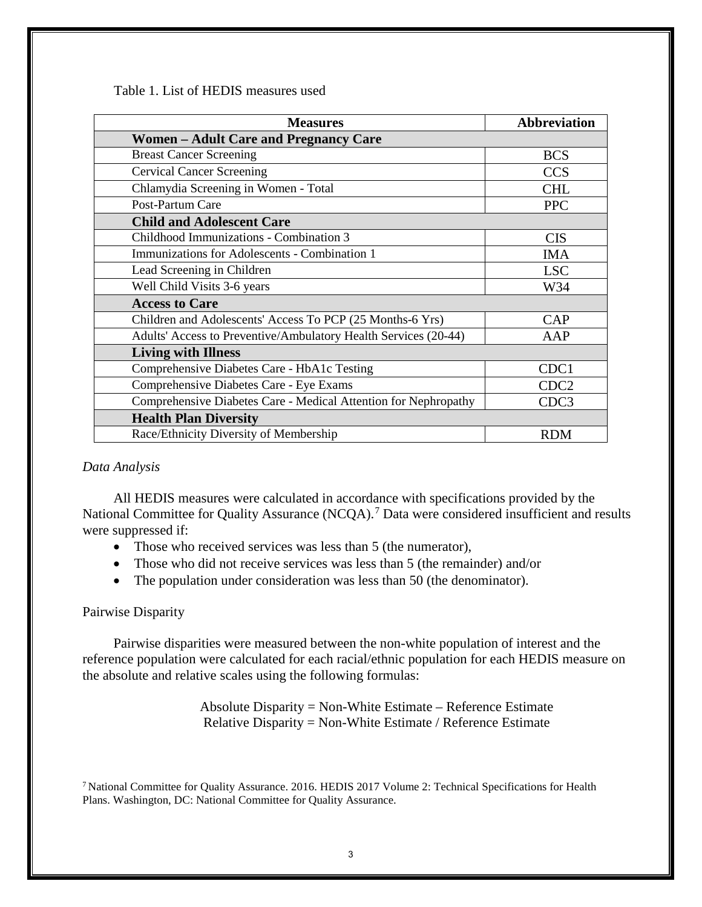Table 1. List of HEDIS measures used

| Measures | Abbreviation |
|---|---|
| **Women – Adult Care and Pregnancy Care** | |
| Breast Cancer Screening | BCS |
| Cervical Cancer Screening | CCS |
| Chlamydia Screening in Women - Total | CHL |
| Post-Partum Care | PPC |
| **Child and Adolescent Care** | |
| Childhood Immunizations - Combination 3 | CIS |
| Immunizations for Adolescents - Combination 1 | IMA |
| Lead Screening in Children | LSC |
| Well Child Visits 3-6 years | W34 |
| **Access to Care** | |
| Children and Adolescents' Access To PCP (25 Months-6 Yrs) | CAP |
| Adults' Access to Preventive/Ambulatory Health Services (20-44) | AAP |
| **Living with Illness** | |
| Comprehensive Diabetes Care - HbA1c Testing | CDC1 |
| Comprehensive Diabetes Care - Eye Exams | CDC2 |
| Comprehensive Diabetes Care - Medical Attention for Nephropathy | CDC3 |
| **Health Plan Diversity** | |
| Race/Ethnicity Diversity of Membership | RDM |

*Data Analysis*

All HEDIS measures were calculated in accordance with specifications provided by the National Committee for Quality Assurance (NCQA).[7] Data were considered insufficient and results were suppressed if:

- Those who received services was less than 5 (the numerator),
- Those who did not receive services was less than 5 (the remainder) and/or
- The population under consideration was less than 50 (the denominator).

Pairwise Disparity

Pairwise disparities were measured between the non-white population of interest and the reference population were calculated for each racial/ethnic population for each HEDIS measure on the absolute and relative scales using the following formulas:

Absolute Disparity = Non-White Estimate – Reference Estimate
Relative Disparity = Non-White Estimate / Reference Estimate

[7] National Committee for Quality Assurance. 2016. HEDIS 2017 Volume 2: Technical Specifications for Health Plans. Washington, DC: National Committee for Quality Assurance.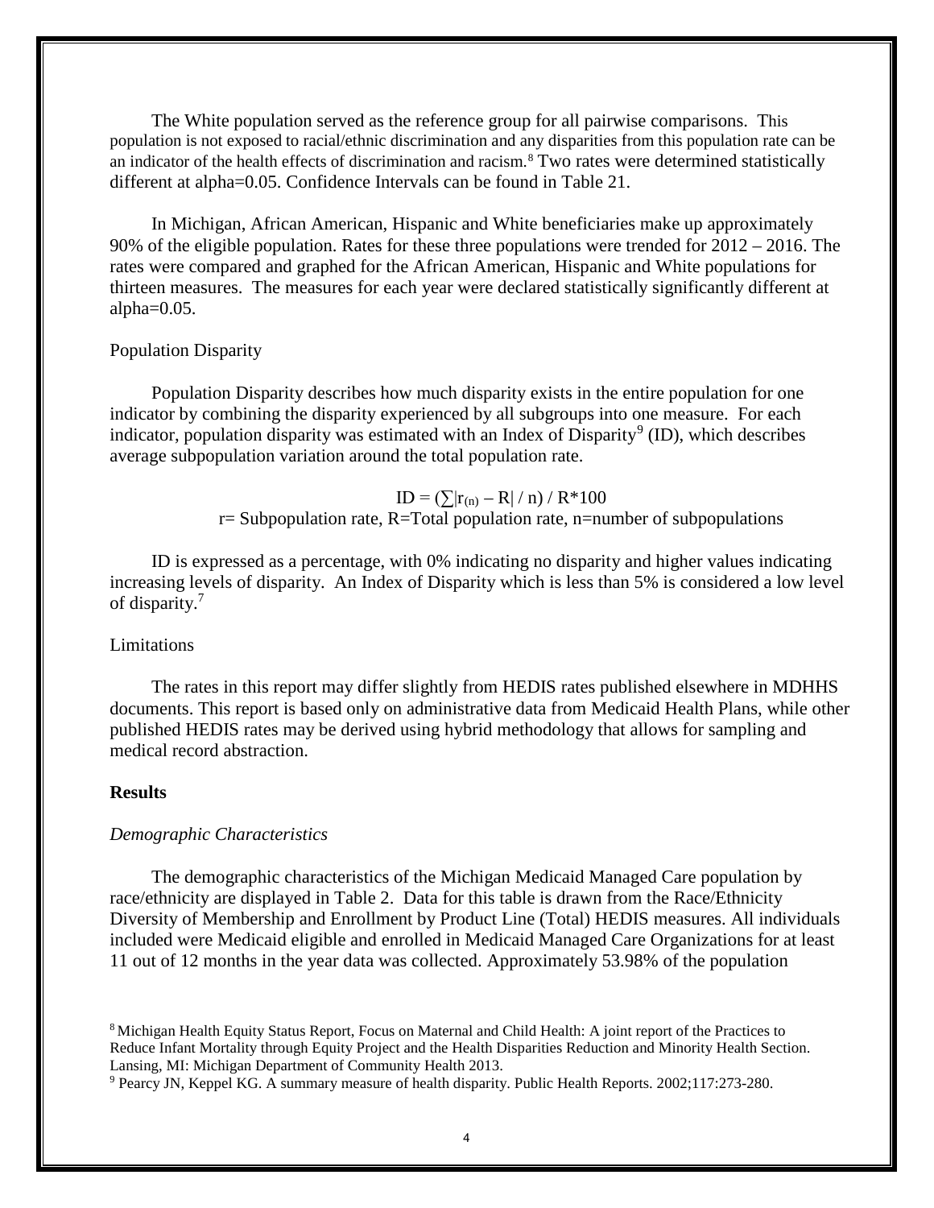The White population served as the reference group for all pairwise comparisons. This population is not exposed to racial/ethnic discrimination and any disparities from this population rate can be an indicator of the health effects of discrimination and racism.[8] Two rates were determined statistically different at alpha=0.05. Confidence Intervals can be found in Table 21.

In Michigan, African American, Hispanic and White beneficiaries make up approximately 90% of the eligible population. Rates for these three populations were trended for 2012 – 2016. The rates were compared and graphed for the African American, Hispanic and White populations for thirteen measures. The measures for each year were declared statistically significantly different at alpha=0.05.

Population Disparity

Population Disparity describes how much disparity exists in the entire population for one indicator by combining the disparity experienced by all subgroups into one measure. For each indicator, population disparity was estimated with an Index of Disparity[9] (ID), which describes average subpopulation variation around the total population rate.

$$ID = (\sum|r_{(n)} - R| / n) / R*100$$

r= Subpopulation rate, R=Total population rate, n=number of subpopulations

ID is expressed as a percentage, with 0% indicating no disparity and higher values indicating increasing levels of disparity. An Index of Disparity which is less than 5% is considered a low level of disparity.[7]

Limitations

The rates in this report may differ slightly from HEDIS rates published elsewhere in MDHHS documents. This report is based only on administrative data from Medicaid Health Plans, while other published HEDIS rates may be derived using hybrid methodology that allows for sampling and medical record abstraction.

**Results**

*Demographic Characteristics*

The demographic characteristics of the Michigan Medicaid Managed Care population by race/ethnicity are displayed in Table 2. Data for this table is drawn from the Race/Ethnicity Diversity of Membership and Enrollment by Product Line (Total) HEDIS measures. All individuals included were Medicaid eligible and enrolled in Medicaid Managed Care Organizations for at least 11 out of 12 months in the year data was collected. Approximately 53.98% of the population

[8] Michigan Health Equity Status Report, Focus on Maternal and Child Health: A joint report of the Practices to Reduce Infant Mortality through Equity Project and the Health Disparities Reduction and Minority Health Section. Lansing, MI: Michigan Department of Community Health 2013.

[9] Pearcy JN, Keppel KG. A summary measure of health disparity. Public Health Reports. 2002;117:273-280.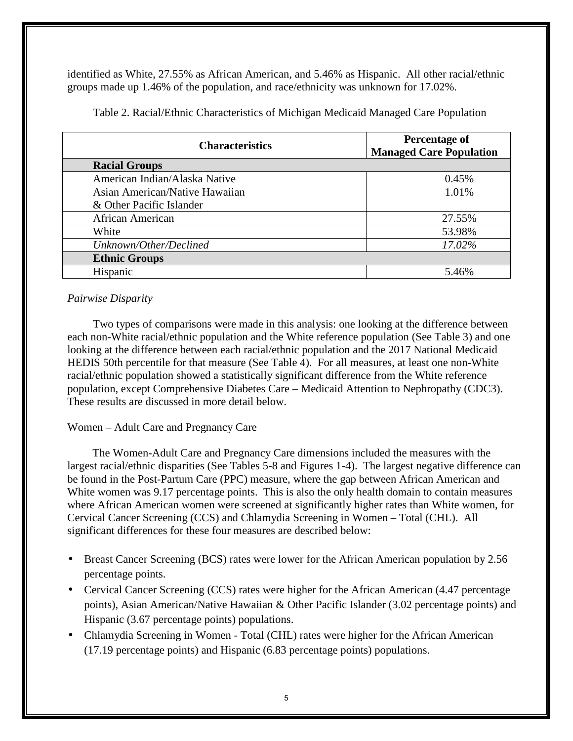identified as White, 27.55% as African American, and 5.46% as Hispanic. All other racial/ethnic groups made up 1.46% of the population, and race/ethnicity was unknown for 17.02%.

Table 2. Racial/Ethnic Characteristics of Michigan Medicaid Managed Care Population

| Characteristics | Percentage of Managed Care Population |
|---|---|
| **Racial Groups** | |
| American Indian/Alaska Native | 0.45% |
| Asian American/Native Hawaiian & Other Pacific Islander | 1.01% |
| African American | 27.55% |
| White | 53.98% |
| *Unknown/Other/Declined* | *17.02%* |
| **Ethnic Groups** | |
| Hispanic | 5.46% |

*Pairwise Disparity*

Two types of comparisons were made in this analysis: one looking at the difference between each non-White racial/ethnic population and the White reference population (See Table 3) and one looking at the difference between each racial/ethnic population and the 2017 National Medicaid HEDIS 50th percentile for that measure (See Table 4). For all measures, at least one non-White racial/ethnic population showed a statistically significant difference from the White reference population, except Comprehensive Diabetes Care – Medicaid Attention to Nephropathy (CDC3). These results are discussed in more detail below.

Women – Adult Care and Pregnancy Care

The Women-Adult Care and Pregnancy Care dimensions included the measures with the largest racial/ethnic disparities (See Tables 5-8 and Figures 1-4). The largest negative difference can be found in the Post-Partum Care (PPC) measure, where the gap between African American and White women was 9.17 percentage points. This is also the only health domain to contain measures where African American women were screened at significantly higher rates than White women, for Cervical Cancer Screening (CCS) and Chlamydia Screening in Women – Total (CHL). All significant differences for these four measures are described below:

- Breast Cancer Screening (BCS) rates were lower for the African American population by 2.56 percentage points.
- Cervical Cancer Screening (CCS) rates were higher for the African American (4.47 percentage points), Asian American/Native Hawaiian & Other Pacific Islander (3.02 percentage points) and Hispanic (3.67 percentage points) populations.
- Chlamydia Screening in Women - Total (CHL) rates were higher for the African American (17.19 percentage points) and Hispanic (6.83 percentage points) populations.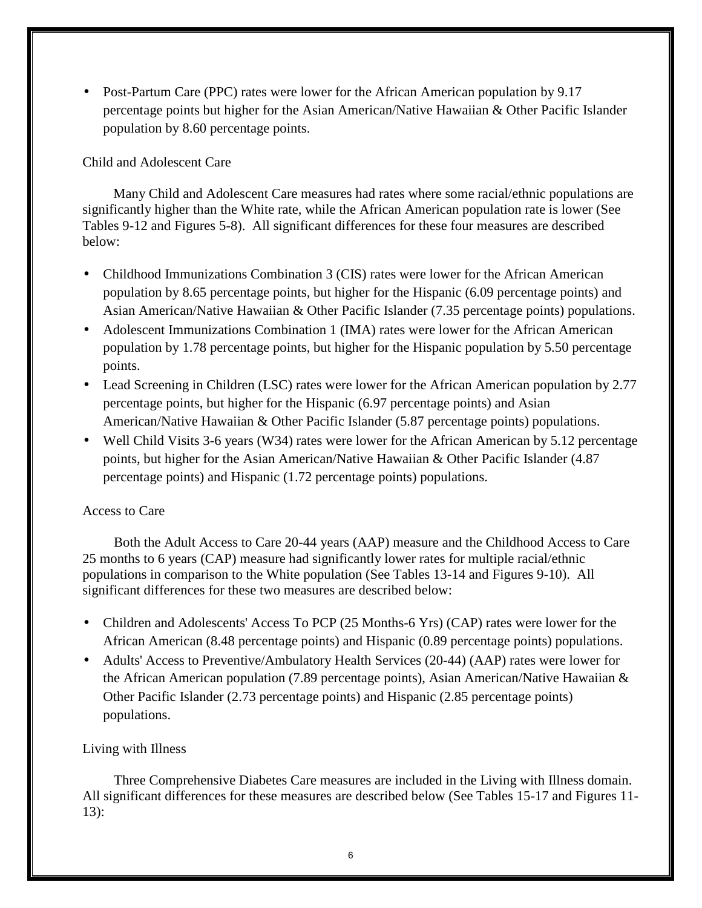- Post-Partum Care (PPC) rates were lower for the African American population by 9.17 percentage points but higher for the Asian American/Native Hawaiian & Other Pacific Islander population by 8.60 percentage points.

### Child and Adolescent Care

Many Child and Adolescent Care measures had rates where some racial/ethnic populations are significantly higher than the White rate, while the African American population rate is lower (See Tables 9-12 and Figures 5-8). All significant differences for these four measures are described below:

- Childhood Immunizations Combination 3 (CIS) rates were lower for the African American population by 8.65 percentage points, but higher for the Hispanic (6.09 percentage points) and Asian American/Native Hawaiian & Other Pacific Islander (7.35 percentage points) populations.
- Adolescent Immunizations Combination 1 (IMA) rates were lower for the African American population by 1.78 percentage points, but higher for the Hispanic population by 5.50 percentage points.
- Lead Screening in Children (LSC) rates were lower for the African American population by 2.77 percentage points, but higher for the Hispanic (6.97 percentage points) and Asian American/Native Hawaiian & Other Pacific Islander (5.87 percentage points) populations.
- Well Child Visits 3-6 years (W34) rates were lower for the African American by 5.12 percentage points, but higher for the Asian American/Native Hawaiian & Other Pacific Islander (4.87 percentage points) and Hispanic (1.72 percentage points) populations.

### Access to Care

Both the Adult Access to Care 20-44 years (AAP) measure and the Childhood Access to Care 25 months to 6 years (CAP) measure had significantly lower rates for multiple racial/ethnic populations in comparison to the White population (See Tables 13-14 and Figures 9-10). All significant differences for these two measures are described below:

- Children and Adolescents' Access To PCP (25 Months-6 Yrs) (CAP) rates were lower for the African American (8.48 percentage points) and Hispanic (0.89 percentage points) populations.
- Adults' Access to Preventive/Ambulatory Health Services (20-44) (AAP) rates were lower for the African American population (7.89 percentage points), Asian American/Native Hawaiian & Other Pacific Islander (2.73 percentage points) and Hispanic (2.85 percentage points) populations.

### Living with Illness

Three Comprehensive Diabetes Care measures are included in the Living with Illness domain. All significant differences for these measures are described below (See Tables 15-17 and Figures 11-13):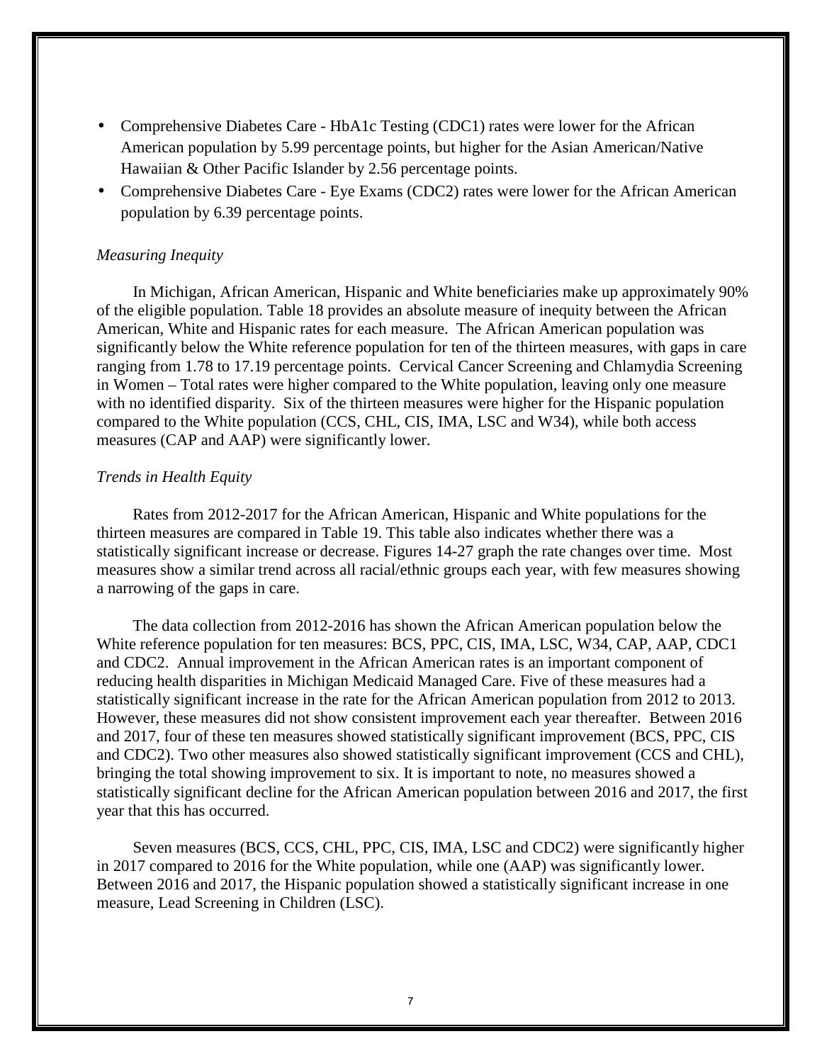- Comprehensive Diabetes Care - HbA1c Testing (CDC1) rates were lower for the African American population by 5.99 percentage points, but higher for the Asian American/Native Hawaiian & Other Pacific Islander by 2.56 percentage points.
- Comprehensive Diabetes Care - Eye Exams (CDC2) rates were lower for the African American population by 6.39 percentage points.

*Measuring Inequity*

In Michigan, African American, Hispanic and White beneficiaries make up approximately 90% of the eligible population. Table 18 provides an absolute measure of inequity between the African American, White and Hispanic rates for each measure. The African American population was significantly below the White reference population for ten of the thirteen measures, with gaps in care ranging from 1.78 to 17.19 percentage points. Cervical Cancer Screening and Chlamydia Screening in Women – Total rates were higher compared to the White population, leaving only one measure with no identified disparity. Six of the thirteen measures were higher for the Hispanic population compared to the White population (CCS, CHL, CIS, IMA, LSC and W34), while both access measures (CAP and AAP) were significantly lower.

*Trends in Health Equity*

Rates from 2012-2017 for the African American, Hispanic and White populations for the thirteen measures are compared in Table 19. This table also indicates whether there was a statistically significant increase or decrease. Figures 14-27 graph the rate changes over time. Most measures show a similar trend across all racial/ethnic groups each year, with few measures showing a narrowing of the gaps in care.

The data collection from 2012-2016 has shown the African American population below the White reference population for ten measures: BCS, PPC, CIS, IMA, LSC, W34, CAP, AAP, CDC1 and CDC2. Annual improvement in the African American rates is an important component of reducing health disparities in Michigan Medicaid Managed Care. Five of these measures had a statistically significant increase in the rate for the African American population from 2012 to 2013. However, these measures did not show consistent improvement each year thereafter. Between 2016 and 2017, four of these ten measures showed statistically significant improvement (BCS, PPC, CIS and CDC2). Two other measures also showed statistically significant improvement (CCS and CHL), bringing the total showing improvement to six. It is important to note, no measures showed a statistically significant decline for the African American population between 2016 and 2017, the first year that this has occurred.

Seven measures (BCS, CCS, CHL, PPC, CIS, IMA, LSC and CDC2) were significantly higher in 2017 compared to 2016 for the White population, while one (AAP) was significantly lower. Between 2016 and 2017, the Hispanic population showed a statistically significant increase in one measure, Lead Screening in Children (LSC).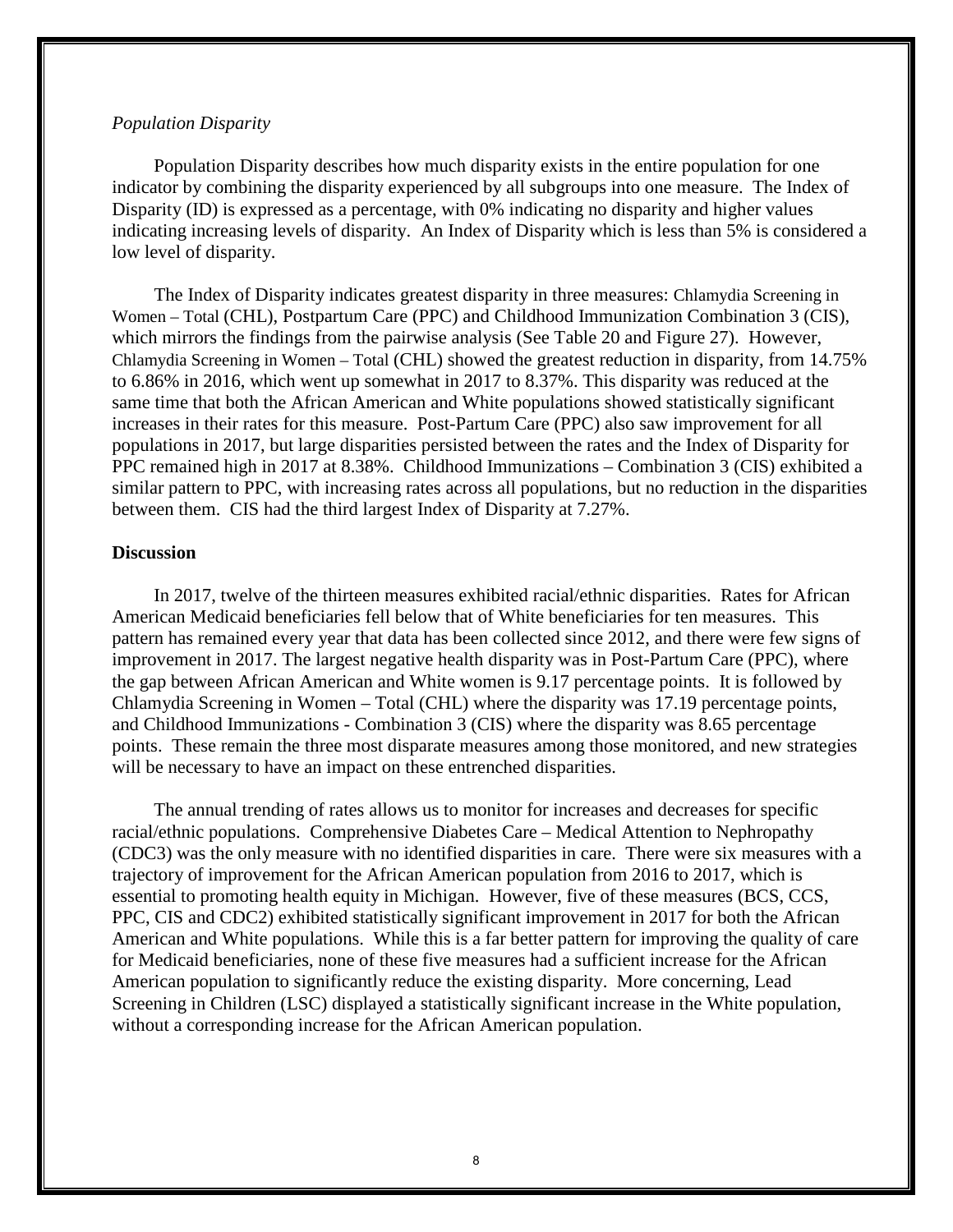*Population Disparity*

Population Disparity describes how much disparity exists in the entire population for one indicator by combining the disparity experienced by all subgroups into one measure. The Index of Disparity (ID) is expressed as a percentage, with 0% indicating no disparity and higher values indicating increasing levels of disparity. An Index of Disparity which is less than 5% is considered a low level of disparity.

The Index of Disparity indicates greatest disparity in three measures: Chlamydia Screening in Women – Total (CHL), Postpartum Care (PPC) and Childhood Immunization Combination 3 (CIS), which mirrors the findings from the pairwise analysis (See Table 20 and Figure 27). However, Chlamydia Screening in Women – Total (CHL) showed the greatest reduction in disparity, from 14.75% to 6.86% in 2016, which went up somewhat in 2017 to 8.37%. This disparity was reduced at the same time that both the African American and White populations showed statistically significant increases in their rates for this measure. Post-Partum Care (PPC) also saw improvement for all populations in 2017, but large disparities persisted between the rates and the Index of Disparity for PPC remained high in 2017 at 8.38%. Childhood Immunizations – Combination 3 (CIS) exhibited a similar pattern to PPC, with increasing rates across all populations, but no reduction in the disparities between them. CIS had the third largest Index of Disparity at 7.27%.

**Discussion**

In 2017, twelve of the thirteen measures exhibited racial/ethnic disparities. Rates for African American Medicaid beneficiaries fell below that of White beneficiaries for ten measures. This pattern has remained every year that data has been collected since 2012, and there were few signs of improvement in 2017. The largest negative health disparity was in Post-Partum Care (PPC), where the gap between African American and White women is 9.17 percentage points. It is followed by Chlamydia Screening in Women – Total (CHL) where the disparity was 17.19 percentage points, and Childhood Immunizations - Combination 3 (CIS) where the disparity was 8.65 percentage points. These remain the three most disparate measures among those monitored, and new strategies will be necessary to have an impact on these entrenched disparities.

The annual trending of rates allows us to monitor for increases and decreases for specific racial/ethnic populations. Comprehensive Diabetes Care – Medical Attention to Nephropathy (CDC3) was the only measure with no identified disparities in care. There were six measures with a trajectory of improvement for the African American population from 2016 to 2017, which is essential to promoting health equity in Michigan. However, five of these measures (BCS, CCS, PPC, CIS and CDC2) exhibited statistically significant improvement in 2017 for both the African American and White populations. While this is a far better pattern for improving the quality of care for Medicaid beneficiaries, none of these five measures had a sufficient increase for the African American population to significantly reduce the existing disparity. More concerning, Lead Screening in Children (LSC) displayed a statistically significant increase in the White population, without a corresponding increase for the African American population.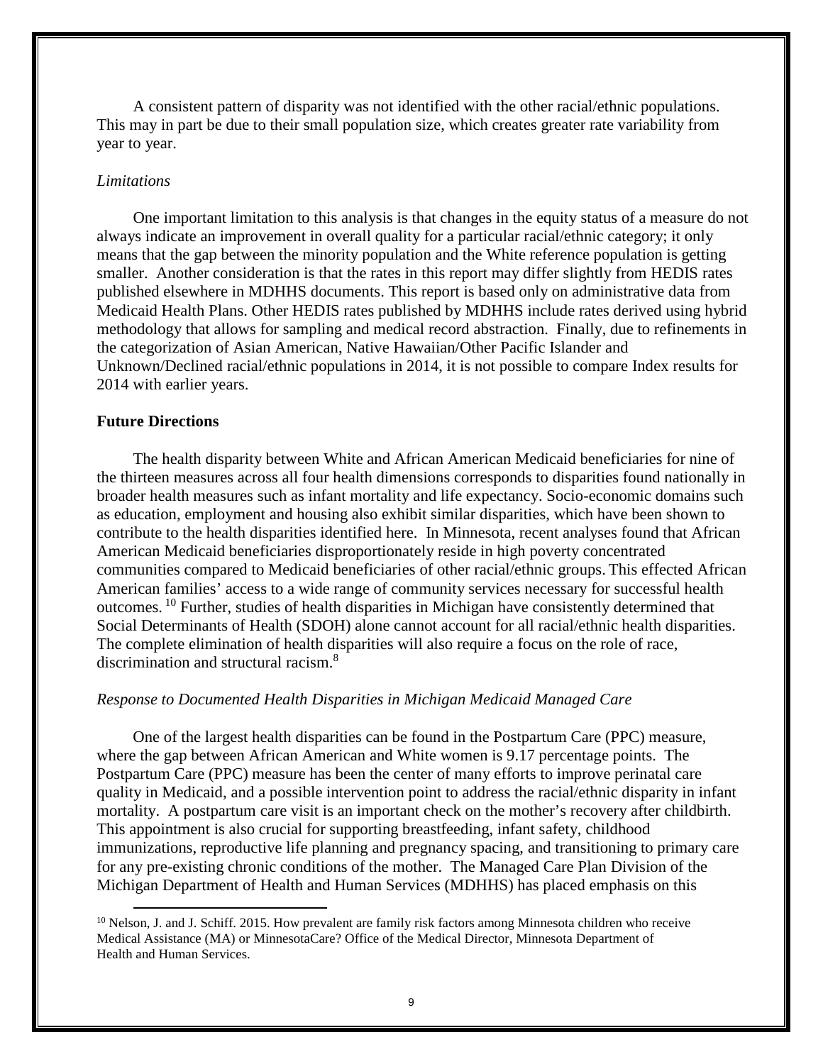A consistent pattern of disparity was not identified with the other racial/ethnic populations. This may in part be due to their small population size, which creates greater rate variability from year to year.

*Limitations*

One important limitation to this analysis is that changes in the equity status of a measure do not always indicate an improvement in overall quality for a particular racial/ethnic category; it only means that the gap between the minority population and the White reference population is getting smaller. Another consideration is that the rates in this report may differ slightly from HEDIS rates published elsewhere in MDHHS documents. This report is based only on administrative data from Medicaid Health Plans. Other HEDIS rates published by MDHHS include rates derived using hybrid methodology that allows for sampling and medical record abstraction. Finally, due to refinements in the categorization of Asian American, Native Hawaiian/Other Pacific Islander and Unknown/Declined racial/ethnic populations in 2014, it is not possible to compare Index results for 2014 with earlier years.

## Future Directions

The health disparity between White and African American Medicaid beneficiaries for nine of the thirteen measures across all four health dimensions corresponds to disparities found nationally in broader health measures such as infant mortality and life expectancy. Socio-economic domains such as education, employment and housing also exhibit similar disparities, which have been shown to contribute to the health disparities identified here. In Minnesota, recent analyses found that African American Medicaid beneficiaries disproportionately reside in high poverty concentrated communities compared to Medicaid beneficiaries of other racial/ethnic groups. This effected African American families' access to a wide range of community services necessary for successful health outcomes.[10] Further, studies of health disparities in Michigan have consistently determined that Social Determinants of Health (SDOH) alone cannot account for all racial/ethnic health disparities. The complete elimination of health disparities will also require a focus on the role of race, discrimination and structural racism.[8]

*Response to Documented Health Disparities in Michigan Medicaid Managed Care*

One of the largest health disparities can be found in the Postpartum Care (PPC) measure, where the gap between African American and White women is 9.17 percentage points. The Postpartum Care (PPC) measure has been the center of many efforts to improve perinatal care quality in Medicaid, and a possible intervention point to address the racial/ethnic disparity in infant mortality. A postpartum care visit is an important check on the mother's recovery after childbirth. This appointment is also crucial for supporting breastfeeding, infant safety, childhood immunizations, reproductive life planning and pregnancy spacing, and transitioning to primary care for any pre-existing chronic conditions of the mother. The Managed Care Plan Division of the Michigan Department of Health and Human Services (MDHHS) has placed emphasis on this

[10] Nelson, J. and J. Schiff. 2015. How prevalent are family risk factors among Minnesota children who receive Medical Assistance (MA) or MinnesotaCare? Office of the Medical Director, Minnesota Department of Health and Human Services.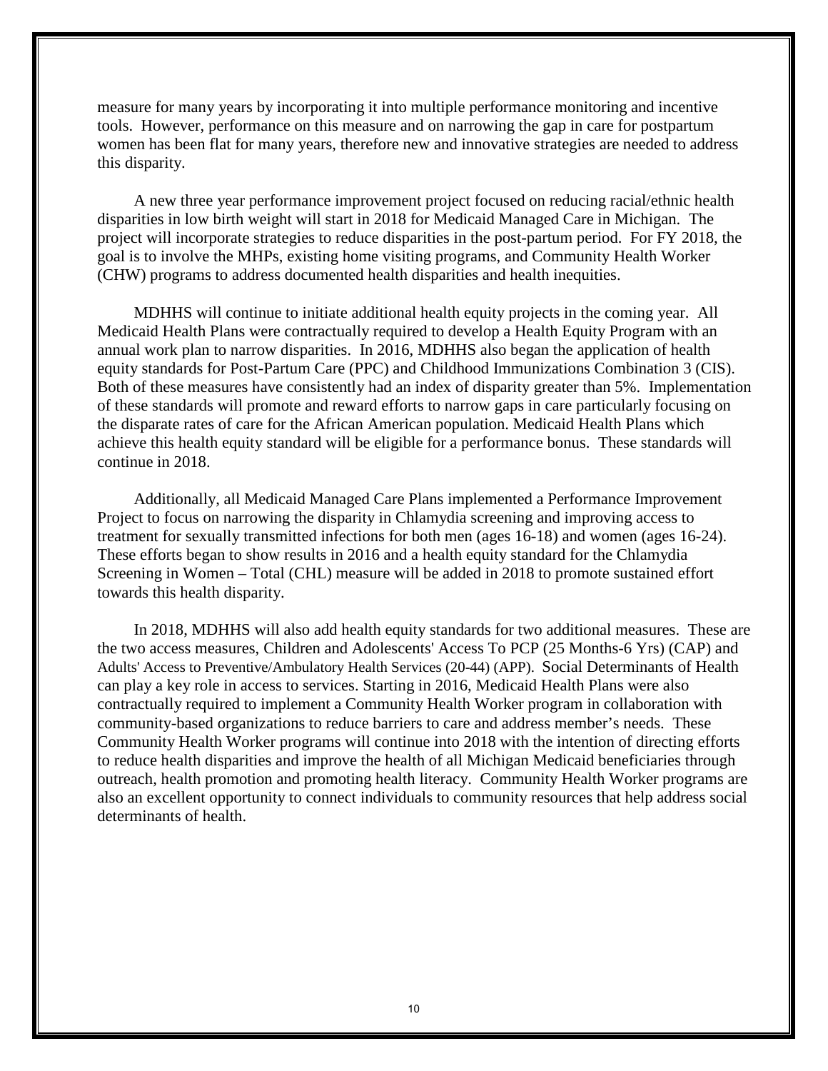measure for many years by incorporating it into multiple performance monitoring and incentive tools. However, performance on this measure and on narrowing the gap in care for postpartum women has been flat for many years, therefore new and innovative strategies are needed to address this disparity.

A new three year performance improvement project focused on reducing racial/ethnic health disparities in low birth weight will start in 2018 for Medicaid Managed Care in Michigan. The project will incorporate strategies to reduce disparities in the post-partum period. For FY 2018, the goal is to involve the MHPs, existing home visiting programs, and Community Health Worker (CHW) programs to address documented health disparities and health inequities.

MDHHS will continue to initiate additional health equity projects in the coming year. All Medicaid Health Plans were contractually required to develop a Health Equity Program with an annual work plan to narrow disparities. In 2016, MDHHS also began the application of health equity standards for Post-Partum Care (PPC) and Childhood Immunizations Combination 3 (CIS). Both of these measures have consistently had an index of disparity greater than 5%. Implementation of these standards will promote and reward efforts to narrow gaps in care particularly focusing on the disparate rates of care for the African American population. Medicaid Health Plans which achieve this health equity standard will be eligible for a performance bonus. These standards will continue in 2018.

Additionally, all Medicaid Managed Care Plans implemented a Performance Improvement Project to focus on narrowing the disparity in Chlamydia screening and improving access to treatment for sexually transmitted infections for both men (ages 16-18) and women (ages 16-24). These efforts began to show results in 2016 and a health equity standard for the Chlamydia Screening in Women – Total (CHL) measure will be added in 2018 to promote sustained effort towards this health disparity.

In 2018, MDHHS will also add health equity standards for two additional measures. These are the two access measures, Children and Adolescents' Access To PCP (25 Months-6 Yrs) (CAP) and Adults' Access to Preventive/Ambulatory Health Services (20-44) (APP). Social Determinants of Health can play a key role in access to services. Starting in 2016, Medicaid Health Plans were also contractually required to implement a Community Health Worker program in collaboration with community-based organizations to reduce barriers to care and address member's needs. These Community Health Worker programs will continue into 2018 with the intention of directing efforts to reduce health disparities and improve the health of all Michigan Medicaid beneficiaries through outreach, health promotion and promoting health literacy. Community Health Worker programs are also an excellent opportunity to connect individuals to community resources that help address social determinants of health.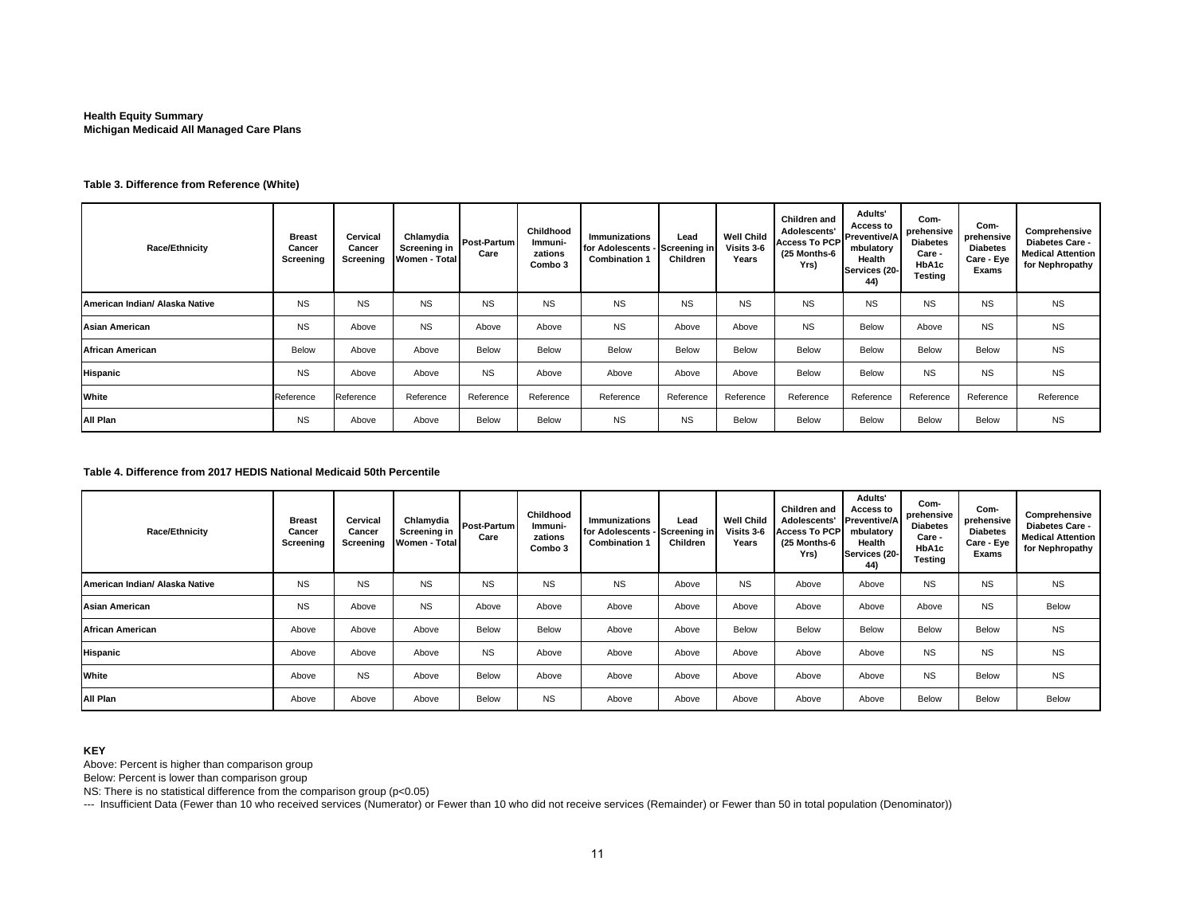**Health Equity Summary**
**Michigan Medicaid All Managed Care Plans**

**Table 3. Difference from Reference (White)**

| Race/Ethnicity | Breast Cancer Screening | Cervical Cancer Screening | Chlamydia Screening in Women - Total | Post-Partum Care | Childhood Immuni-zations Combo 3 | Immunizations for Adolescents - Combination 1 | Lead Screening in Children | Well Child Visits 3-6 Years | Children and Adolescents' Access To PCP (25 Months-6 Yrs) | Adults' Access to Preventive/Ambulatory Health Services (20-44) | Com-prehensive Diabetes Care - HbA1c Testing | Com-prehensive Diabetes Care - Eye Exams | Comprehensive Diabetes Care - Medical Attention for Nephropathy |
|---|---|---|---|---|---|---|---|---|---|---|---|---|---|
| American Indian/ Alaska Native | NS | NS | NS | NS | NS | NS | NS | NS | NS | NS | NS | NS | NS |
| Asian American | NS | Above | NS | Above | Above | NS | Above | Above | NS | Below | Above | NS | NS |
| African American | Below | Above | Above | Below | Below | Below | Below | Below | Below | Below | Below | Below | NS |
| Hispanic | NS | Above | Above | NS | Above | Above | Above | Above | Below | Below | NS | NS | NS |
| White | Reference | Reference | Reference | Reference | Reference | Reference | Reference | Reference | Reference | Reference | Reference | Reference | Reference |
| All Plan | NS | Above | Above | Below | Below | NS | NS | Below | Below | Below | Below | Below | NS |

**Table 4. Difference from 2017 HEDIS National Medicaid 50th Percentile**

| Race/Ethnicity | Breast Cancer Screening | Cervical Cancer Screening | Chlamydia Screening in Women - Total | Post-Partum Care | Childhood Immuni-zations Combo 3 | Immunizations for Adolescents - Combination 1 | Lead Screening in Children | Well Child Visits 3-6 Years | Children and Adolescents' Access To PCP (25 Months-6 Yrs) | Adults' Access to Preventive/Ambulatory Health Services (20-44) | Com-prehensive Diabetes Care - HbA1c Testing | Com-prehensive Diabetes Care - Eye Exams | Comprehensive Diabetes Care - Medical Attention for Nephropathy |
|---|---|---|---|---|---|---|---|---|---|---|---|---|---|
| American Indian/ Alaska Native | NS | NS | NS | NS | NS | NS | Above | NS | Above | Above | NS | NS | NS |
| Asian American | NS | Above | NS | Above | Above | Above | Above | Above | Above | Above | Above | NS | Below |
| African American | Above | Above | Above | Below | Below | Above | Above | Below | Below | Below | Below | Below | NS |
| Hispanic | Above | Above | Above | NS | Above | Above | Above | Above | Above | Above | NS | NS | NS |
| White | Above | NS | Above | Below | Above | Above | Above | Above | Above | Above | NS | Below | NS |
| All Plan | Above | Above | Above | Below | NS | Above | Above | Above | Above | Above | Below | Below | Below |

**KEY**

Above: Percent is higher than comparison group

Below: Percent is lower than comparison group

NS: There is no statistical difference from the comparison group (p<0.05)

--- Insufficient Data (Fewer than 10 who received services (Numerator) or Fewer than 10 who did not receive services (Remainder) or Fewer than 50 in total population (Denominator))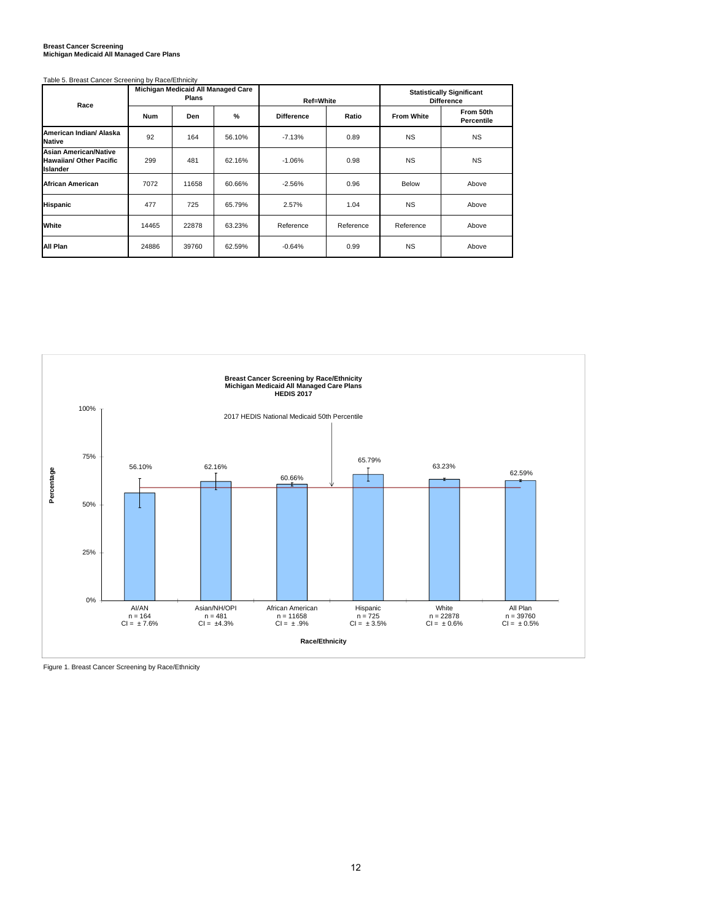**Breast Cancer Screening**
**Michigan Medicaid All Managed Care Plans**

Table 5. Breast Cancer Screening by Race/Ethnicity

| Race | Michigan Medicaid All Managed Care Plans | | | Ref=White | | Statistically Significant Difference | |
|---|---|---|---|---|---|---|---|
| | Num | Den | % | Difference | Ratio | From White | From 50th Percentile |
| **American Indian/ Alaska Native** | 92 | 164 | 56.10% | -7.13% | 0.89 | NS | NS |
| **Asian American/Native Hawaiian/ Other Pacific Islander** | 299 | 481 | 62.16% | -1.06% | 0.98 | NS | NS |
| **African American** | 7072 | 11658 | 60.66% | -2.56% | 0.96 | Below | Above |
| **Hispanic** | 477 | 725 | 65.79% | 2.57% | 1.04 | NS | Above |
| **White** | 14465 | 22878 | 63.23% | Reference | Reference | Reference | Above |
| **All Plan** | 24886 | 39760 | 62.59% | -0.64% | 0.99 | NS | Above |

**Breast Cancer Screening by Race/Ethnicity**
**Michigan Medicaid All Managed Care Plans**
**HEDIS 2017**

2017 HEDIS National Medicaid 50th Percentile

| Race/Ethnicity | n | CI | Percentage |
|---|---|---|---|
| AI/AN | 164 | ± 7.6% | 56.10% |
| Asian/NH/OPI | 481 | ±4.3% | 62.16% |
| African American | 11658 | ± .9% | 60.66% |
| Hispanic | 725 | ± 3.5% | 65.79% |
| White | 22878 | ± 0.6% | 63.23% |
| All Plan | 39760 | ± 0.5% | 62.59% |

Figure 1. Breast Cancer Screening by Race/Ethnicity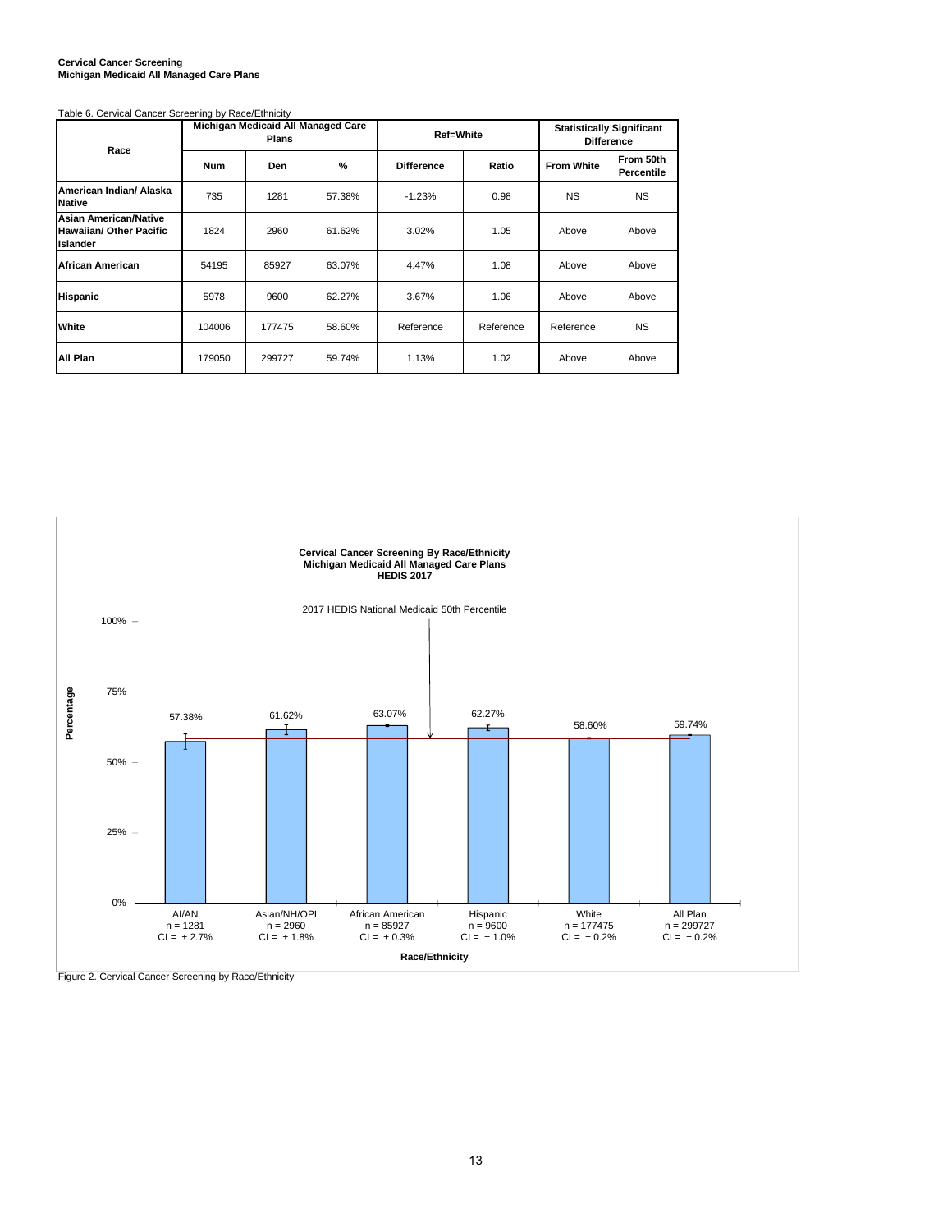**Cervical Cancer Screening**
**Michigan Medicaid All Managed Care Plans**

Table 6. Cervical Cancer Screening by Race/Ethnicity

| Race | Michigan Medicaid All Managed Care Plans | | | Ref=White | | Statistically Significant Difference | |
|---|---|---|---|---|---|---|---|
| | Num | Den | % | Difference | Ratio | From White | From 50th Percentile |
| **American Indian/ Alaska Native** | 735 | 1281 | 57.38% | -1.23% | 0.98 | NS | NS |
| **Asian American/Native Hawaiian/ Other Pacific Islander** | 1824 | 2960 | 61.62% | 3.02% | 1.05 | Above | Above |
| **African American** | 54195 | 85927 | 63.07% | 4.47% | 1.08 | Above | Above |
| **Hispanic** | 5978 | 9600 | 62.27% | 3.67% | 1.06 | Above | Above |
| **White** | 104006 | 177475 | 58.60% | Reference | Reference | Reference | NS |
| **All Plan** | 179050 | 299727 | 59.74% | 1.13% | 1.02 | Above | Above |

**Cervical Cancer Screening By Race/Ethnicity**
**Michigan Medicaid All Managed Care Plans**
**HEDIS 2017**

| Race/Ethnicity | n | CI | Percentage |
|---|---|---|---|
| AI/AN | 1281 | ± 2.7% | 57.38% |
| Asian/NH/OPI | 2960 | ± 1.8% | 61.62% |
| African American | 85927 | ± 0.3% | 63.07% |
| Hispanic | 9600 | ± 1.0% | 62.27% |
| White | 177475 | ± 0.2% | 58.60% |
| All Plan | 299727 | ± 0.2% | 59.74% |

Reference line: 2017 HEDIS National Medicaid 50th Percentile

Figure 2. Cervical Cancer Screening by Race/Ethnicity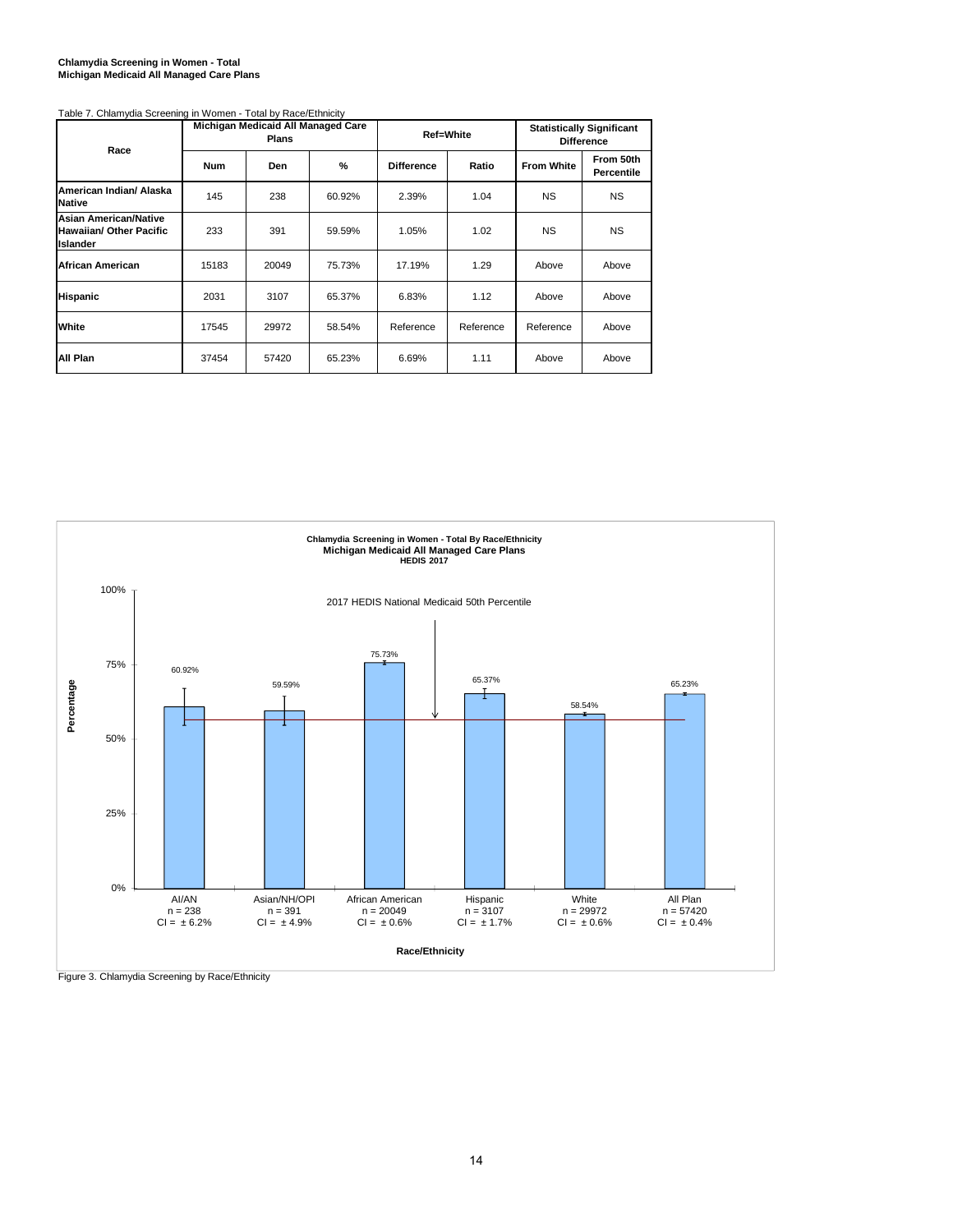**Chlamydia Screening in Women - Total**
**Michigan Medicaid All Managed Care Plans**

Table 7. Chlamydia Screening in Women - Total by Race/Ethnicity

| Race | Michigan Medicaid All Managed Care Plans | | | Ref=White | | Statistically Significant Difference | |
|---|---|---|---|---|---|---|---|
| | Num | Den | % | Difference | Ratio | From White | From 50th Percentile |
| American Indian/ Alaska Native | 145 | 238 | 60.92% | 2.39% | 1.04 | NS | NS |
| Asian American/Native Hawaiian/ Other Pacific Islander | 233 | 391 | 59.59% | 1.05% | 1.02 | NS | NS |
| African American | 15183 | 20049 | 75.73% | 17.19% | 1.29 | Above | Above |
| Hispanic | 2031 | 3107 | 65.37% | 6.83% | 1.12 | Above | Above |
| White | 17545 | 29972 | 58.54% | Reference | Reference | Reference | Above |
| All Plan | 37454 | 57420 | 65.23% | 6.69% | 1.11 | Above | Above |

Chlamydia Screening in Women - Total By Race/Ethnicity
Michigan Medicaid All Managed Care Plans
HEDIS 2017

2017 HEDIS National Medicaid 50th Percentile

100%
75%
50%
25%
0%

Percentage

60.92%
59.59%
75.73%
65.37%
58.54%
65.23%

AI/AN
n = 238
CI = ± 6.2%

Asian/NH/OPI
n = 391
CI = ± 4.9%

African American
n = 20049
CI = ± 0.6%

Hispanic
n = 3107
CI = ± 1.7%

White
n = 29972
CI = ± 0.6%

All Plan
n = 57420
CI = ± 0.4%

Race/Ethnicity

Figure 3. Chlamydia Screening by Race/Ethnicity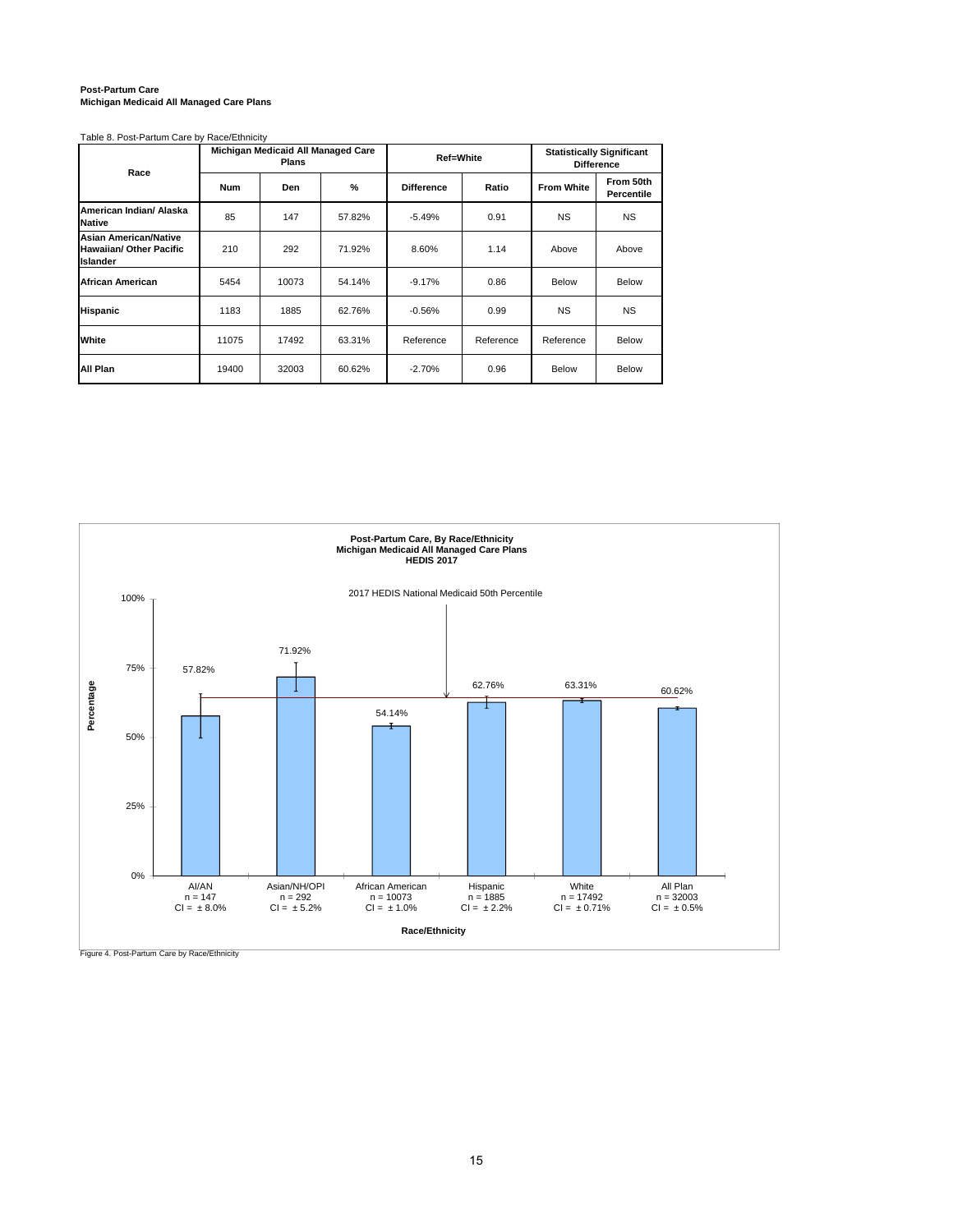**Post-Partum Care**
**Michigan Medicaid All Managed Care Plans**

Table 8. Post-Partum Care by Race/Ethnicity

| Race | Michigan Medicaid All Managed Care Plans | | | Ref=White | | Statistically Significant Difference | |
|---|---|---|---|---|---|---|---|
| | Num | Den | % | Difference | Ratio | From White | From 50th Percentile |
| **American Indian/ Alaska Native** | 85 | 147 | 57.82% | -5.49% | 0.91 | NS | NS |
| **Asian American/Native Hawaiian/ Other Pacific Islander** | 210 | 292 | 71.92% | 8.60% | 1.14 | Above | Above |
| **African American** | 5454 | 10073 | 54.14% | -9.17% | 0.86 | Below | Below |
| **Hispanic** | 1183 | 1885 | 62.76% | -0.56% | 0.99 | NS | NS |
| **White** | 11075 | 17492 | 63.31% | Reference | Reference | Reference | Below |
| **All Plan** | 19400 | 32003 | 60.62% | -2.70% | 0.96 | Below | Below |

**Post-Partum Care, By Race/Ethnicity**
**Michigan Medicaid All Managed Care Plans**
**HEDIS 2017**

2017 HEDIS National Medicaid 50th Percentile

Percentage

100%
75%
50%
25%
0%

57.82%
71.92%
54.14%
62.76%
63.31%
60.62%

AI/AN
n = 147
CI = ± 8.0%

Asian/NH/OPI
n = 292
CI = ± 5.2%

African American
n = 10073
CI = ± 1.0%

Hispanic
n = 1885
CI = ± 2.2%

White
n = 17492
CI = ± 0.71%

All Plan
n = 32003
CI = ± 0.5%

**Race/Ethnicity**

Figure 4. Post-Partum Care by Race/Ethnicity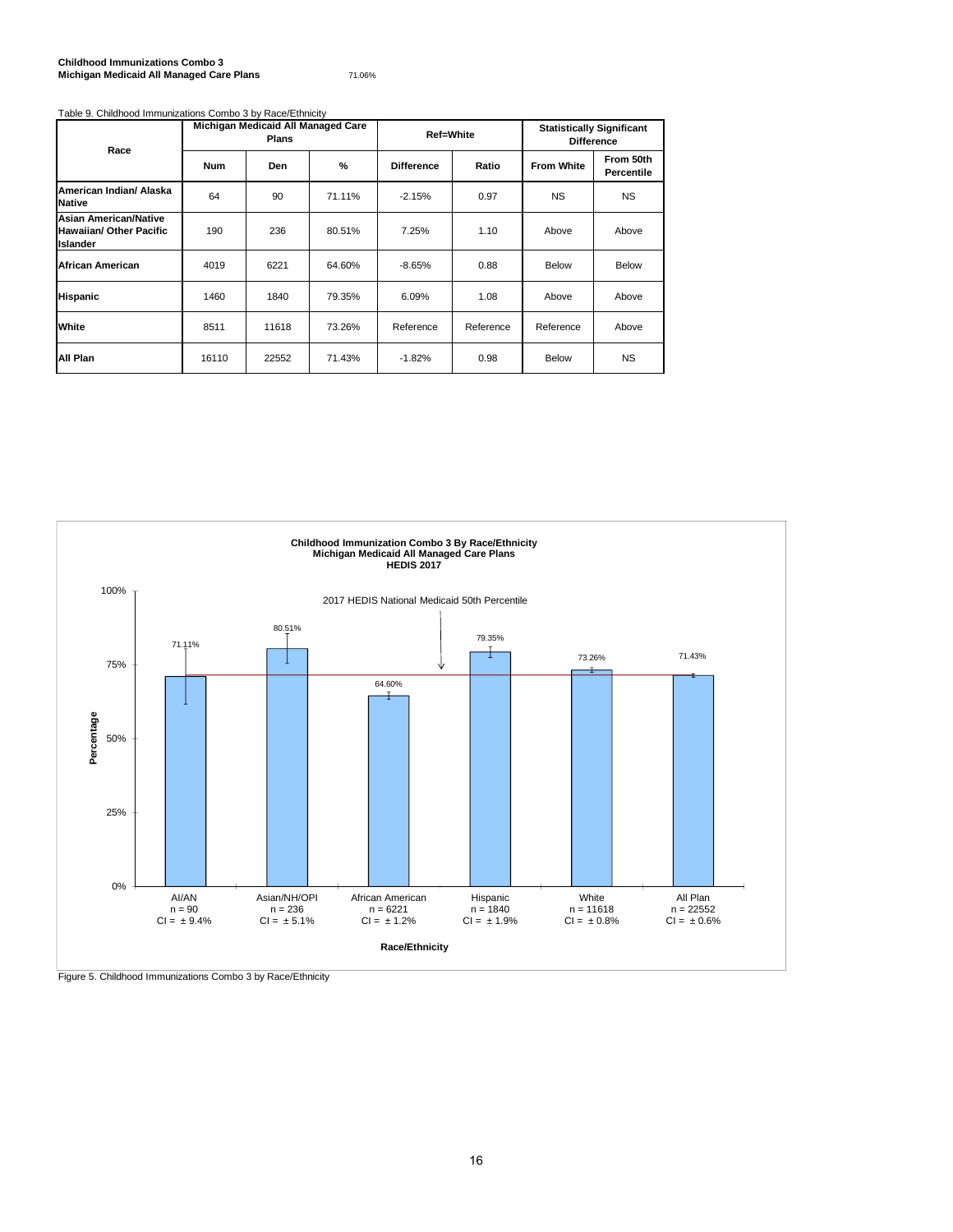**Childhood Immunizations Combo 3**
**Michigan Medicaid All Managed Care Plans** 71.06%

Table 9. Childhood Immunizations Combo 3 by Race/Ethnicity

| Race | Michigan Medicaid All Managed Care Plans | | | Ref=White | | Statistically Significant Difference | |
|---|---|---|---|---|---|---|---|
| | Num | Den | % | Difference | Ratio | From White | From 50th Percentile |
| **American Indian/ Alaska Native** | 64 | 90 | 71.11% | -2.15% | 0.97 | NS | NS |
| **Asian American/Native Hawaiian/ Other Pacific Islander** | 190 | 236 | 80.51% | 7.25% | 1.10 | Above | Above |
| **African American** | 4019 | 6221 | 64.60% | -8.65% | 0.88 | Below | Below |
| **Hispanic** | 1460 | 1840 | 79.35% | 6.09% | 1.08 | Above | Above |
| **White** | 8511 | 11618 | 73.26% | Reference | Reference | Reference | Above |
| **All Plan** | 16110 | 22552 | 71.43% | -1.82% | 0.98 | Below | NS |

**Childhood Immunization Combo 3 By Race/Ethnicity**
**Michigan Medicaid All Managed Care Plans**
**HEDIS 2017**

2017 HEDIS National Medicaid 50th Percentile

| Race/Ethnicity | Percentage | n | CI |
|---|---|---|---|
| AI/AN | 71.11% | 90 | ± 9.4% |
| Asian/NH/OPI | 80.51% | 236 | ± 5.1% |
| African American | 64.60% | 6221 | ± 1.2% |
| Hispanic | 79.35% | 1840 | ± 1.9% |
| White | 73.26% | 11618 | ± 0.8% |
| All Plan | 71.43% | 22552 | ± 0.6% |

Figure 5. Childhood Immunizations Combo 3 by Race/Ethnicity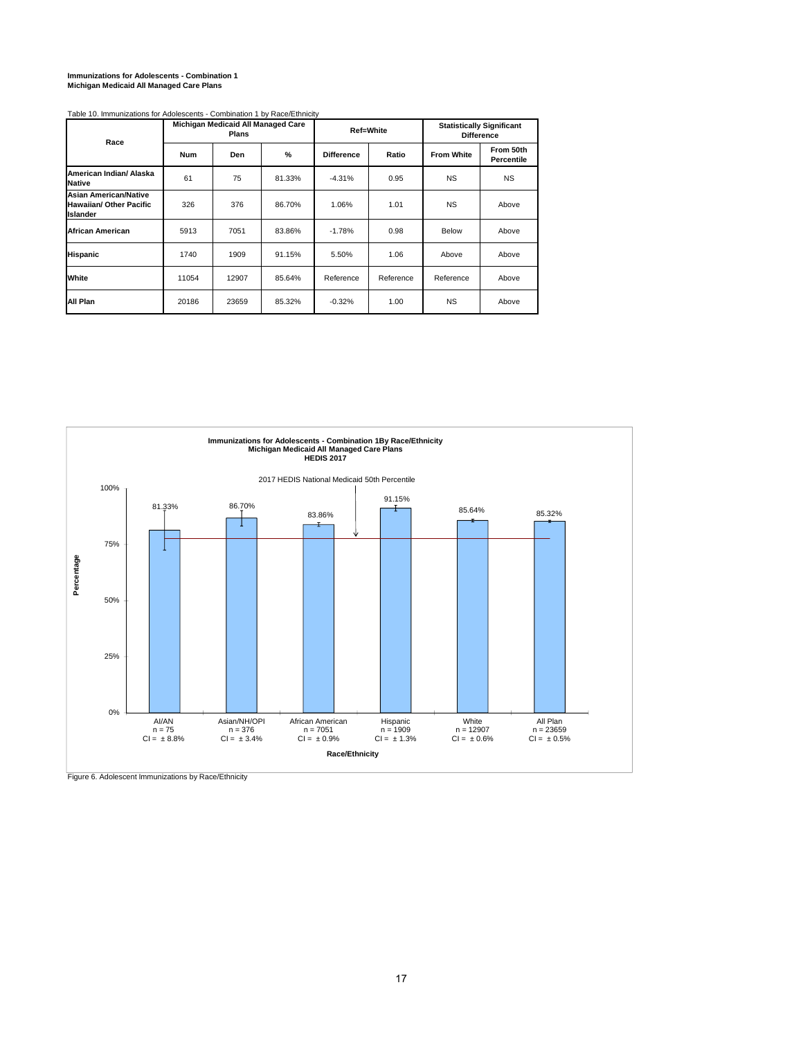**Immunizations for Adolescents - Combination 1**
**Michigan Medicaid All Managed Care Plans**

Table 10. Immunizations for Adolescents - Combination 1 by Race/Ethnicity

| Race | Michigan Medicaid All Managed Care Plans | | | Ref=White | | Statistically Significant Difference | |
|---|---|---|---|---|---|---|---|
| | Num | Den | % | Difference | Ratio | From White | From 50th Percentile |
| **American Indian/ Alaska Native** | 61 | 75 | 81.33% | -4.31% | 0.95 | NS | NS |
| **Asian American/Native Hawaiian/ Other Pacific Islander** | 326 | 376 | 86.70% | 1.06% | 1.01 | NS | Above |
| **African American** | 5913 | 7051 | 83.86% | -1.78% | 0.98 | Below | Above |
| **Hispanic** | 1740 | 1909 | 91.15% | 5.50% | 1.06 | Above | Above |
| **White** | 11054 | 12907 | 85.64% | Reference | Reference | Reference | Above |
| **All Plan** | 20186 | 23659 | 85.32% | -0.32% | 1.00 | NS | Above |

**Immunizations for Adolescents - Combination 1By Race/Ethnicity**
**Michigan Medicaid All Managed Care Plans**
**HEDIS 2017**

2017 HEDIS National Medicaid 50th Percentile

| Race/Ethnicity | Percentage | n | CI |
|---|---|---|---|
| AI/AN | 81.33% | 75 | ± 8.8% |
| Asian/NH/OPI | 86.70% | 376 | ± 3.4% |
| African American | 83.86% | 7051 | ± 0.9% |
| Hispanic | 91.15% | 1909 | ± 1.3% |
| White | 85.64% | 12907 | ± 0.6% |
| All Plan | 85.32% | 23659 | ± 0.5% |

Figure 6. Adolescent Immunizations by Race/Ethnicity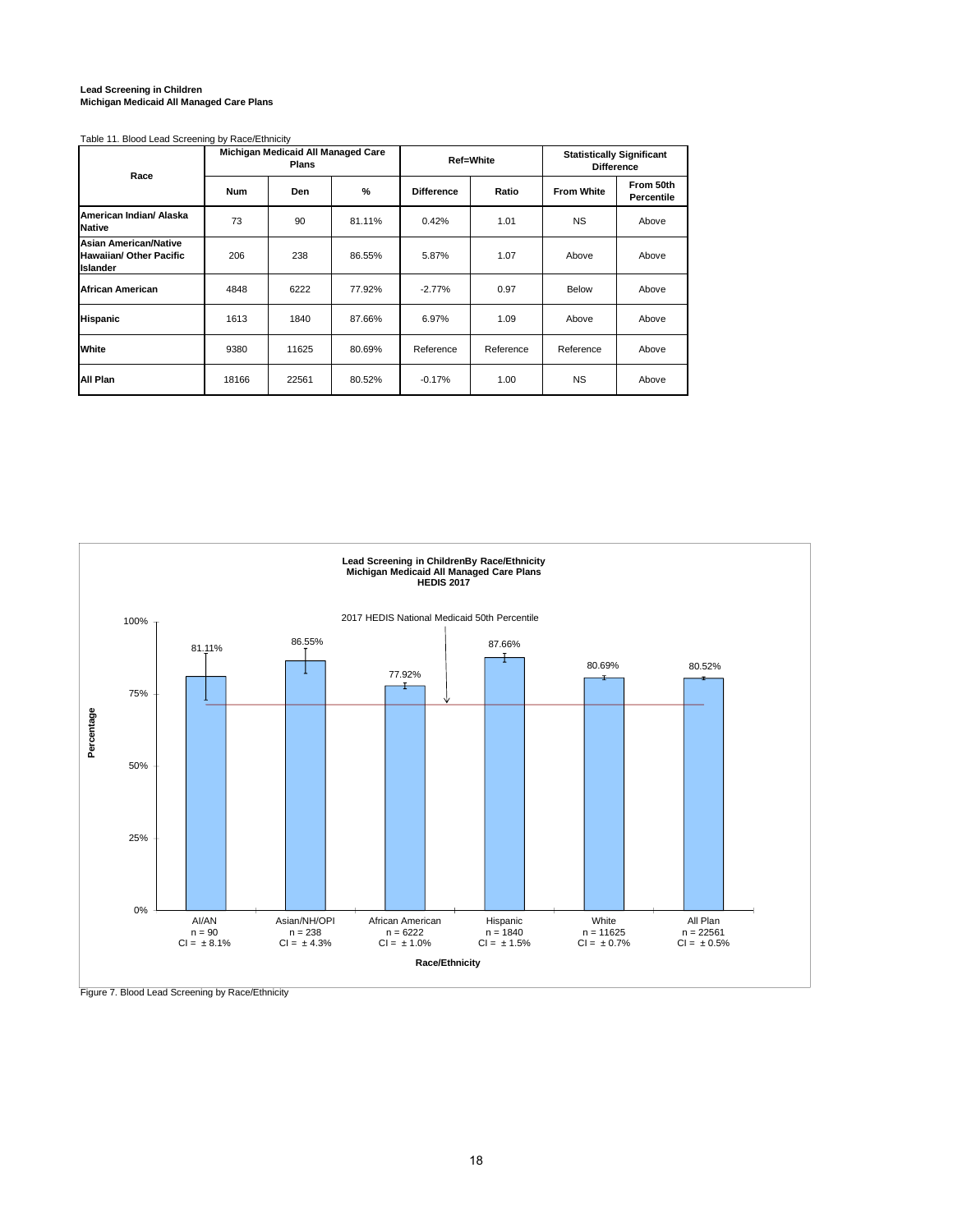**Lead Screening in Children**
**Michigan Medicaid All Managed Care Plans**

Table 11. Blood Lead Screening by Race/Ethnicity

| Race | Michigan Medicaid All Managed Care Plans | | | Ref=White | | Statistically Significant Difference | |
|---|---|---|---|---|---|---|---|
| | Num | Den | % | Difference | Ratio | From White | From 50th Percentile |
| American Indian/ Alaska Native | 73 | 90 | 81.11% | 0.42% | 1.01 | NS | Above |
| Asian American/Native Hawaiian/ Other Pacific Islander | 206 | 238 | 86.55% | 5.87% | 1.07 | Above | Above |
| African American | 4848 | 6222 | 77.92% | -2.77% | 0.97 | Below | Above |
| Hispanic | 1613 | 1840 | 87.66% | 6.97% | 1.09 | Above | Above |
| White | 9380 | 11625 | 80.69% | Reference | Reference | Reference | Above |
| All Plan | 18166 | 22561 | 80.52% | -0.17% | 1.00 | NS | Above |

**Lead Screening in ChildrenBy Race/Ethnicity**
**Michigan Medicaid All Managed Care Plans**
**HEDIS 2017**

| Race/Ethnicity | n | CI | Percentage |
|---|---|---|---|
| AI/AN | 90 | ± 8.1% | 81.11% |
| Asian/NH/OPI | 238 | ± 4.3% | 86.55% |
| African American | 6222 | ± 1.0% | 77.92% |
| Hispanic | 1840 | ± 1.5% | 87.66% |
| White | 11625 | ± 0.7% | 80.69% |
| All Plan | 22561 | ± 0.5% | 80.52% |

Reference line: 2017 HEDIS National Medicaid 50th Percentile

Figure 7. Blood Lead Screening by Race/Ethnicity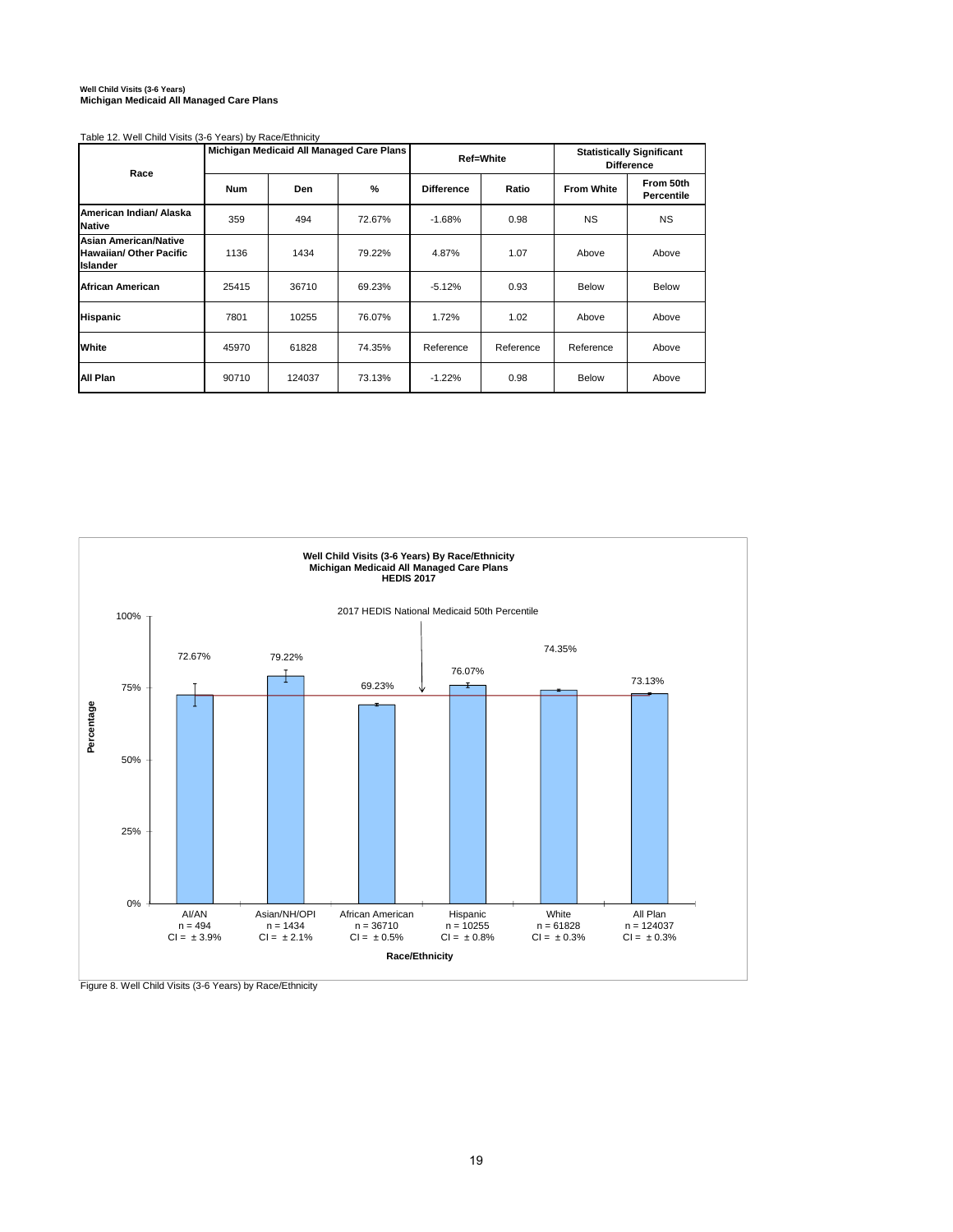**Well Child Visits (3-6 Years)**
**Michigan Medicaid All Managed Care Plans**

Table 12. Well Child Visits (3-6 Years) by Race/Ethnicity

| Race | Michigan Medicaid All Managed Care Plans | | | Ref=White | | Statistically Significant Difference | |
|---|---|---|---|---|---|---|---|
| | Num | Den | % | Difference | Ratio | From White | From 50th Percentile |
| **American Indian/ Alaska Native** | 359 | 494 | 72.67% | -1.68% | 0.98 | NS | NS |
| **Asian American/Native Hawaiian/ Other Pacific Islander** | 1136 | 1434 | 79.22% | 4.87% | 1.07 | Above | Above |
| **African American** | 25415 | 36710 | 69.23% | -5.12% | 0.93 | Below | Below |
| **Hispanic** | 7801 | 10255 | 76.07% | 1.72% | 1.02 | Above | Above |
| **White** | 45970 | 61828 | 74.35% | Reference | Reference | Reference | Above |
| **All Plan** | 90710 | 124037 | 73.13% | -1.22% | 0.98 | Below | Above |

**Well Child Visits (3-6 Years) By Race/Ethnicity**
**Michigan Medicaid All Managed Care Plans**
**HEDIS 2017**

| Race/Ethnicity | Percentage | n | CI |
|---|---|---|---|
| AI/AN | 72.67% | 494 | ± 3.9% |
| Asian/NH/OPI | 79.22% | 1434 | ± 2.1% |
| African American | 69.23% | 36710 | ± 0.5% |
| Hispanic | 76.07% | 10255 | ± 0.8% |
| White | 74.35% | 61828 | ± 0.3% |
| All Plan | 73.13% | 124037 | ± 0.3% |

2017 HEDIS National Medicaid 50th Percentile

Figure 8. Well Child Visits (3-6 Years) by Race/Ethnicity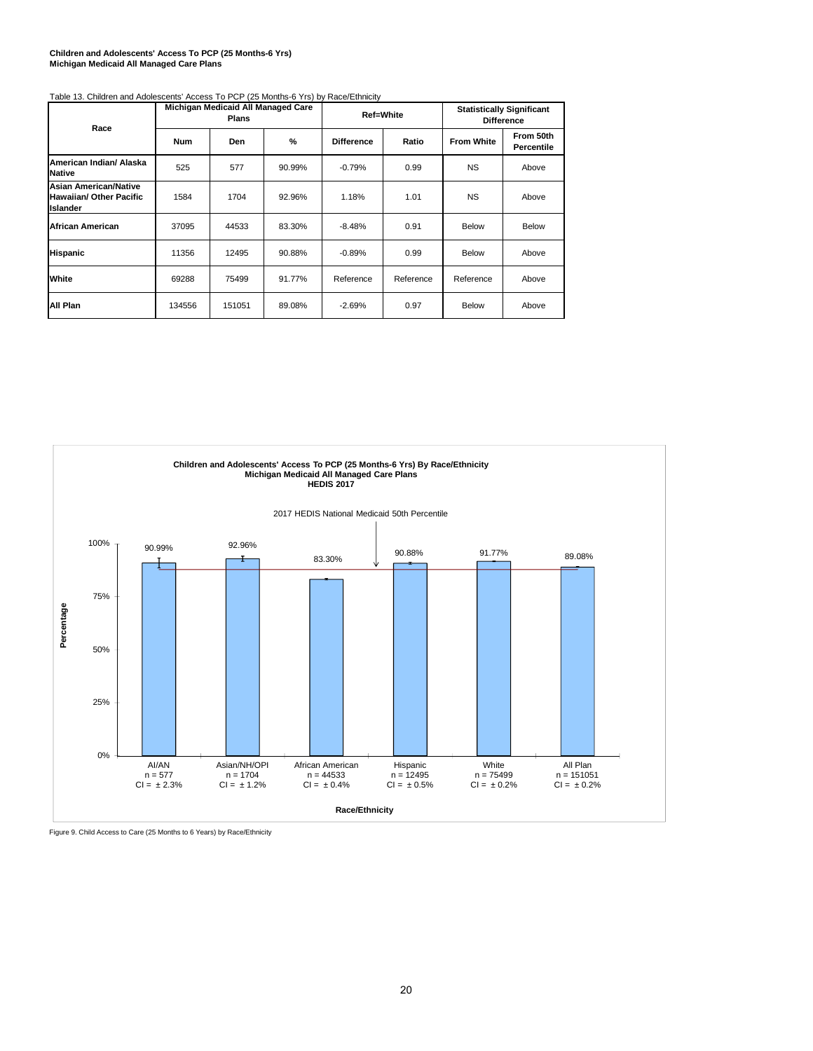**Children and Adolescents' Access To PCP (25 Months-6 Yrs)**
**Michigan Medicaid All Managed Care Plans**

Table 13. Children and Adolescents' Access To PCP (25 Months-6 Yrs) by Race/Ethnicity

| Race | Michigan Medicaid All Managed Care Plans | | | Ref=White | | Statistically Significant Difference | |
|---|---|---|---|---|---|---|---|
| | Num | Den | % | Difference | Ratio | From White | From 50th Percentile |
| American Indian/ Alaska Native | 525 | 577 | 90.99% | -0.79% | 0.99 | NS | Above |
| Asian American/Native Hawaiian/ Other Pacific Islander | 1584 | 1704 | 92.96% | 1.18% | 1.01 | NS | Above |
| African American | 37095 | 44533 | 83.30% | -8.48% | 0.91 | Below | Below |
| Hispanic | 11356 | 12495 | 90.88% | -0.89% | 0.99 | Below | Above |
| White | 69288 | 75499 | 91.77% | Reference | Reference | Reference | Above |
| All Plan | 134556 | 151051 | 89.08% | -2.69% | 0.97 | Below | Above |

**Children and Adolescents' Access To PCP (25 Months-6 Yrs) By Race/Ethnicity**
**Michigan Medicaid All Managed Care Plans**
**HEDIS 2017**

2017 HEDIS National Medicaid 50th Percentile

| Race/Ethnicity | Percentage | n | CI |
|---|---|---|---|
| AI/AN | 90.99% | 577 | ± 2.3% |
| Asian/NH/OPI | 92.96% | 1704 | ± 1.2% |
| African American | 83.30% | 44533 | ± 0.4% |
| Hispanic | 90.88% | 12495 | ± 0.5% |
| White | 91.77% | 75499 | ± 0.2% |
| All Plan | 89.08% | 151051 | ± 0.2% |

Figure 9. Child Access to Care (25 Months to 6 Years) by Race/Ethnicity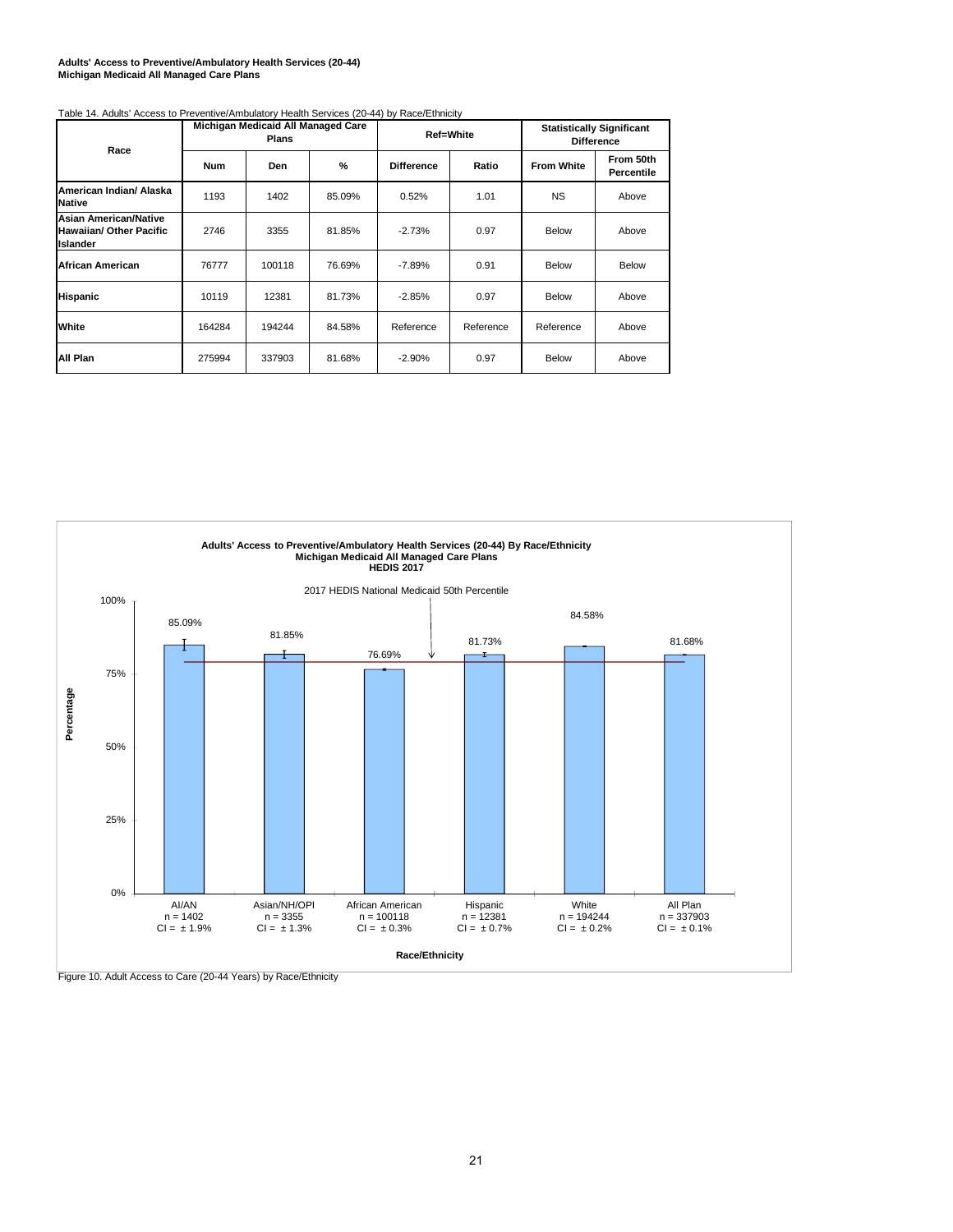**Adults' Access to Preventive/Ambulatory Health Services (20-44)**
**Michigan Medicaid All Managed Care Plans**

Table 14. Adults' Access to Preventive/Ambulatory Health Services (20-44) by Race/Ethnicity

| Race | Michigan Medicaid All Managed Care Plans | | | Ref=White | | Statistically Significant Difference | |
|---|---|---|---|---|---|---|---|
| | Num | Den | % | Difference | Ratio | From White | From 50th Percentile |
| **American Indian/ Alaska Native** | 1193 | 1402 | 85.09% | 0.52% | 1.01 | NS | Above |
| **Asian American/Native Hawaiian/ Other Pacific Islander** | 2746 | 3355 | 81.85% | -2.73% | 0.97 | Below | Above |
| **African American** | 76777 | 100118 | 76.69% | -7.89% | 0.91 | Below | Below |
| **Hispanic** | 10119 | 12381 | 81.73% | -2.85% | 0.97 | Below | Above |
| **White** | 164284 | 194244 | 84.58% | Reference | Reference | Reference | Above |
| **All Plan** | 275994 | 337903 | 81.68% | -2.90% | 0.97 | Below | Above |

**Adults' Access to Preventive/Ambulatory Health Services (20-44) By Race/Ethnicity**
**Michigan Medicaid All Managed Care Plans**
**HEDIS 2017**

2017 HEDIS National Medicaid 50th Percentile

| Race/Ethnicity | Percentage | n | CI |
|---|---|---|---|
| AI/AN | 85.09% | 1402 | ± 1.9% |
| Asian/NH/OPI | 81.85% | 3355 | ± 1.3% |
| African American | 76.69% | 100118 | ± 0.3% |
| Hispanic | 81.73% | 12381 | ± 0.7% |
| White | 84.58% | 194244 | ± 0.2% |
| All Plan | 81.68% | 337903 | ± 0.1% |

Figure 10. Adult Access to Care (20-44 Years) by Race/Ethnicity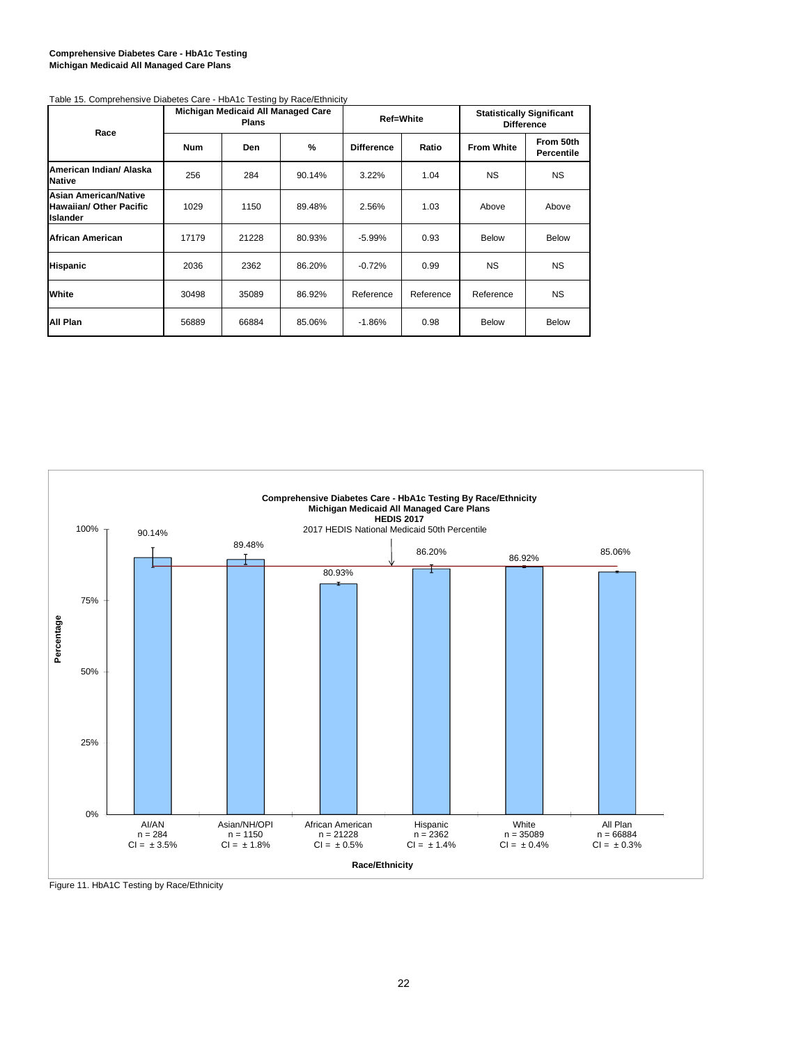**Comprehensive Diabetes Care - HbA1c Testing**
**Michigan Medicaid All Managed Care Plans**

Table 15. Comprehensive Diabetes Care - HbA1c Testing by Race/Ethnicity

| Race | Michigan Medicaid All Managed Care Plans | | | Ref=White | | Statistically Significant Difference | |
|---|---|---|---|---|---|---|---|
| | Num | Den | % | Difference | Ratio | From White | From 50th Percentile |
| **American Indian/ Alaska Native** | 256 | 284 | 90.14% | 3.22% | 1.04 | NS | NS |
| **Asian American/Native Hawaiian/ Other Pacific Islander** | 1029 | 1150 | 89.48% | 2.56% | 1.03 | Above | Above |
| **African American** | 17179 | 21228 | 80.93% | -5.99% | 0.93 | Below | Below |
| **Hispanic** | 2036 | 2362 | 86.20% | -0.72% | 0.99 | NS | NS |
| **White** | 30498 | 35089 | 86.92% | Reference | Reference | Reference | NS |
| **All Plan** | 56889 | 66884 | 85.06% | -1.86% | 0.98 | Below | Below |

**Comprehensive Diabetes Care - HbA1c Testing By Race/Ethnicity**
**Michigan Medicaid All Managed Care Plans**
**HEDIS 2017**
2017 HEDIS National Medicaid 50th Percentile

| Race/Ethnicity | n | CI | Percentage |
|---|---|---|---|
| AI/AN | 284 | ± 3.5% | 90.14% |
| Asian/NH/OPI | 1150 | ± 1.8% | 89.48% |
| African American | 21228 | ± 0.5% | 80.93% |
| Hispanic | 2362 | ± 1.4% | 86.20% |
| White | 35089 | ± 0.4% | 86.92% |
| All Plan | 66884 | ± 0.3% | 85.06% |

Figure 11. HbA1C Testing by Race/Ethnicity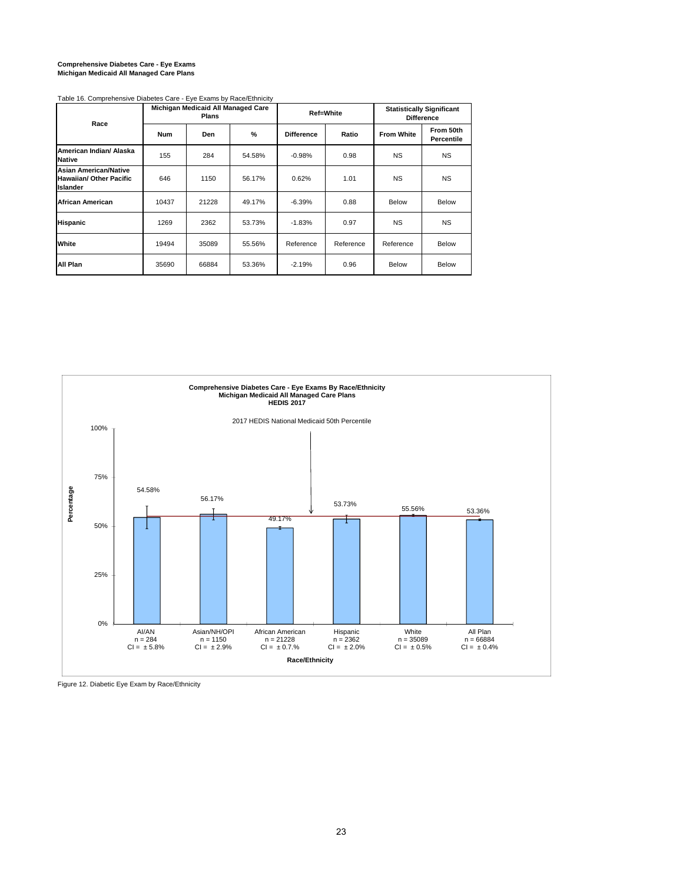**Comprehensive Diabetes Care - Eye Exams**
**Michigan Medicaid All Managed Care Plans**

Table 16. Comprehensive Diabetes Care - Eye Exams by Race/Ethnicity

| Race | Michigan Medicaid All Managed Care Plans | | | Ref=White | | Statistically Significant Difference | |
|---|---|---|---|---|---|---|---|
| | Num | Den | % | Difference | Ratio | From White | From 50th Percentile |
| **American Indian/ Alaska Native** | 155 | 284 | 54.58% | -0.98% | 0.98 | NS | NS |
| **Asian American/Native Hawaiian/ Other Pacific Islander** | 646 | 1150 | 56.17% | 0.62% | 1.01 | NS | NS |
| **African American** | 10437 | 21228 | 49.17% | -6.39% | 0.88 | Below | Below |
| **Hispanic** | 1269 | 2362 | 53.73% | -1.83% | 0.97 | NS | NS |
| **White** | 19494 | 35089 | 55.56% | Reference | Reference | Reference | Below |
| **All Plan** | 35690 | 66884 | 53.36% | -2.19% | 0.96 | Below | Below |

**Comprehensive Diabetes Care - Eye Exams By Race/Ethnicity**
**Michigan Medicaid All Managed Care Plans**
**HEDIS 2017**

2017 HEDIS National Medicaid 50th Percentile

| Race/Ethnicity | n | CI | Percentage |
|---|---|---|---|
| AI/AN | 284 | ± 5.8% | 54.58% |
| Asian/NH/OPI | 1150 | ± 2.9% | 56.17% |
| African American | 21228 | ± 0.7.% | 49.17% |
| Hispanic | 2362 | ± 2.0% | 53.73% |
| White | 35089 | ± 0.5% | 55.56% |
| All Plan | 66884 | ± 0.4% | 53.36% |

Figure 12. Diabetic Eye Exam by Race/Ethnicity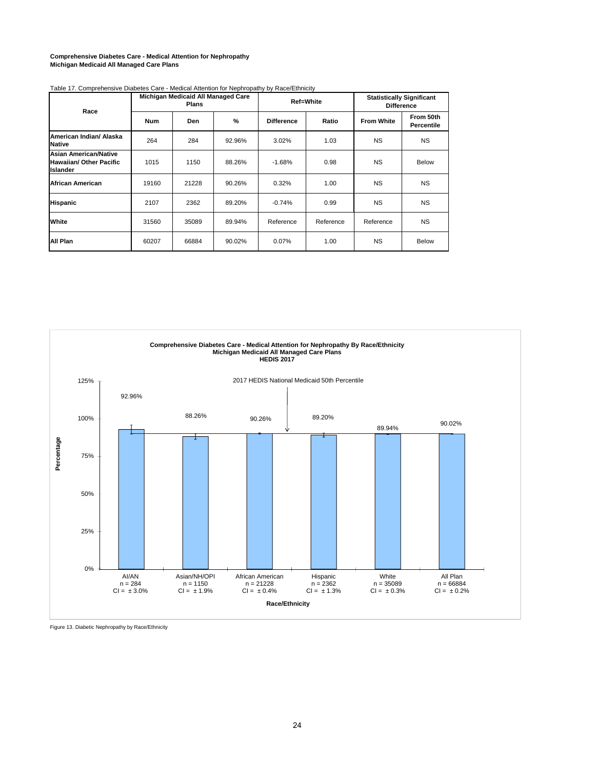**Comprehensive Diabetes Care - Medical Attention for Nephropathy**
**Michigan Medicaid All Managed Care Plans**

Table 17. Comprehensive Diabetes Care - Medical Attention for Nephropathy by Race/Ethnicity

| Race | Michigan Medicaid All Managed Care Plans | | | Ref=White | | Statistically Significant Difference | |
|---|---|---|---|---|---|---|---|
| | Num | Den | % | Difference | Ratio | From White | From 50th Percentile |
| American Indian/ Alaska Native | 264 | 284 | 92.96% | 3.02% | 1.03 | NS | NS |
| Asian American/Native Hawaiian/ Other Pacific Islander | 1015 | 1150 | 88.26% | -1.68% | 0.98 | NS | Below |
| African American | 19160 | 21228 | 90.26% | 0.32% | 1.00 | NS | NS |
| Hispanic | 2107 | 2362 | 89.20% | -0.74% | 0.99 | NS | NS |
| White | 31560 | 35089 | 89.94% | Reference | Reference | Reference | NS |
| All Plan | 60207 | 66884 | 90.02% | 0.07% | 1.00 | NS | Below |

**Comprehensive Diabetes Care - Medical Attention for Nephropathy By Race/Ethnicity**
**Michigan Medicaid All Managed Care Plans**
**HEDIS 2017**

2017 HEDIS National Medicaid 50th Percentile

| Race/Ethnicity | Percentage | n | CI |
|---|---|---|---|
| AI/AN | 92.96% | 284 | ± 3.0% |
| Asian/NH/OPI | 88.26% | 1150 | ± 1.9% |
| African American | 90.26% | 21228 | ± 0.4% |
| Hispanic | 89.20% | 2362 | ± 1.3% |
| White | 89.94% | 35089 | ± 0.3% |
| All Plan | 90.02% | 66884 | ± 0.2% |

Figure 13. Diabetic Nephropathy by Race/Ethnicity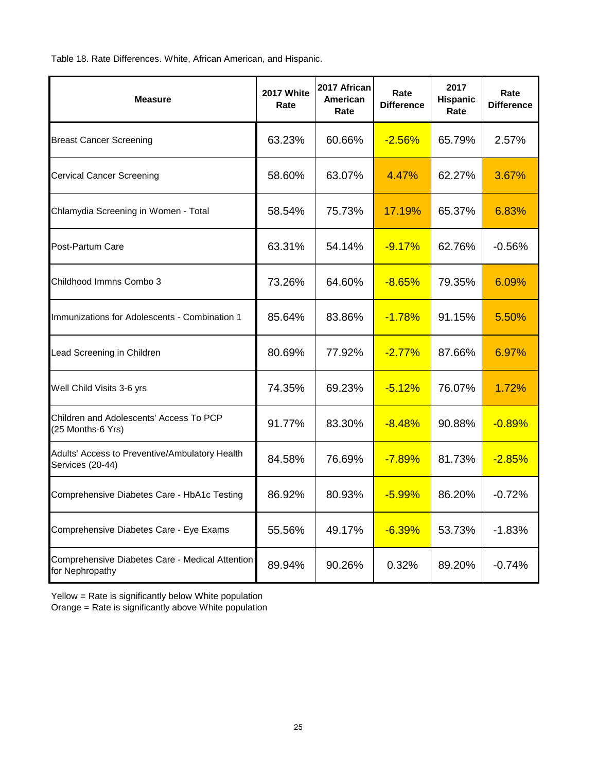Table 18. Rate Differences. White, African American, and Hispanic.

| Measure | 2017 White Rate | 2017 African American Rate | Rate Difference | 2017 Hispanic Rate | Rate Difference |
|---|---|---|---|---|---|
| Breast Cancer Screening | 63.23% | 60.66% | -2.56% | 65.79% | 2.57% |
| Cervical Cancer Screening | 58.60% | 63.07% | 4.47% | 62.27% | 3.67% |
| Chlamydia Screening in Women - Total | 58.54% | 75.73% | 17.19% | 65.37% | 6.83% |
| Post-Partum Care | 63.31% | 54.14% | -9.17% | 62.76% | -0.56% |
| Childhood Immns Combo 3 | 73.26% | 64.60% | -8.65% | 79.35% | 6.09% |
| Immunizations for Adolescents - Combination 1 | 85.64% | 83.86% | -1.78% | 91.15% | 5.50% |
| Lead Screening in Children | 80.69% | 77.92% | -2.77% | 87.66% | 6.97% |
| Well Child Visits 3-6 yrs | 74.35% | 69.23% | -5.12% | 76.07% | 1.72% |
| Children and Adolescents' Access To PCP (25 Months-6 Yrs) | 91.77% | 83.30% | -8.48% | 90.88% | -0.89% |
| Adults' Access to Preventive/Ambulatory Health Services (20-44) | 84.58% | 76.69% | -7.89% | 81.73% | -2.85% |
| Comprehensive Diabetes Care - HbA1c Testing | 86.92% | 80.93% | -5.99% | 86.20% | -0.72% |
| Comprehensive Diabetes Care - Eye Exams | 55.56% | 49.17% | -6.39% | 53.73% | -1.83% |
| Comprehensive Diabetes Care - Medical Attention for Nephropathy | 89.94% | 90.26% | 0.32% | 89.20% | -0.74% |

Yellow = Rate is significantly below White population
Orange = Rate is significantly above White population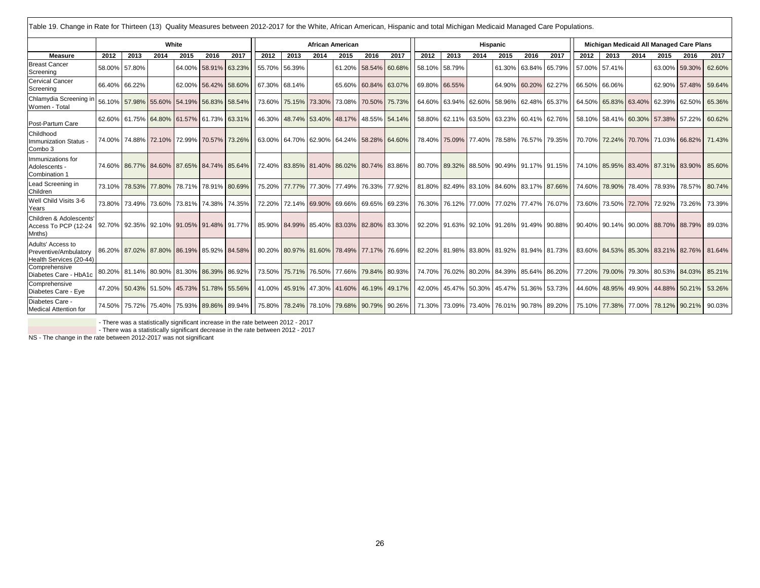Table 19. Change in Rate for Thirteen (13) Quality Measures between 2012-2017 for the White, African American, Hispanic and total Michigan Medicaid Managed Care Populations.

| | White | | | | | | African American | | | | | | Hispanic | | | | | | Michigan Medicaid All Managed Care Plans | | | | | |
|---|---|---|---|---|---|---|---|---|---|---|---|---|---|---|---|---|---|---|---|---|---|---|---|---|
| **Measure** | **2012** | **2013** | **2014** | **2015** | **2016** | **2017** | **2012** | **2013** | **2014** | **2015** | **2016** | **2017** | **2012** | **2013** | **2014** | **2015** | **2016** | **2017** | **2012** | **2013** | **2014** | **2015** | **2016** | **2017** |
| Breast Cancer Screening | 58.00% | 57.80% | | 64.00% | 58.91% | 63.23% | 55.70% | 56.39% | | 61.20% | 58.54% | 60.68% | 58.10% | 58.79% | | 61.30% | 63.84% | 65.79% | 57.00% | 57.41% | | 63.00% | 59.30% | 62.60% |
| Cervical Cancer Screening | 66.40% | 66.22% | | 62.00% | 56.42% | 58.60% | 67.30% | 68.14% | | 65.60% | 60.84% | 63.07% | 69.80% | 66.55% | | 64.90% | 60.20% | 62.27% | 66.50% | 66.06% | | 62.90% | 57.48% | 59.64% |
| Chlamydia Screening in Women - Total | 56.10% | 57.98% | 55.60% | 54.19% | 56.83% | 58.54% | 73.60% | 75.15% | 73.30% | 73.08% | 70.50% | 75.73% | 64.60% | 63.94% | 62.60% | 58.96% | 62.48% | 65.37% | 64.50% | 65.83% | 63.40% | 62.39% | 62.50% | 65.36% |
| Post-Partum Care | 62.60% | 61.75% | 64.80% | 61.57% | 61.73% | 63.31% | 46.30% | 48.74% | 53.40% | 48.17% | 48.55% | 54.14% | 58.80% | 62.11% | 63.50% | 63.23% | 60.41% | 62.76% | 58.10% | 58.41% | 60.30% | 57.38% | 57.22% | 60.62% |
| Childhood Immunization Status - Combo 3 | 74.00% | 74.88% | 72.10% | 72.99% | 70.57% | 73.26% | 63.00% | 64.70% | 62.90% | 64.24% | 58.28% | 64.60% | 78.40% | 75.09% | 77.40% | 78.58% | 76.57% | 79.35% | 70.70% | 72.24% | 70.70% | 71.03% | 66.82% | 71.43% |
| Immunizations for Adolescents - Combination 1 | 74.60% | 86.77% | 84.60% | 87.65% | 84.74% | 85.64% | 72.40% | 83.85% | 81.40% | 86.02% | 80.74% | 83.86% | 80.70% | 89.32% | 88.50% | 90.49% | 91.17% | 91.15% | 74.10% | 85.95% | 83.40% | 87.31% | 83.90% | 85.60% |
| Lead Screening in Children | 73.10% | 78.53% | 77.80% | 78.71% | 78.91% | 80.69% | 75.20% | 77.77% | 77.30% | 77.49% | 76.33% | 77.92% | 81.80% | 82.49% | 83.10% | 84.60% | 83.17% | 87.66% | 74.60% | 78.90% | 78.40% | 78.93% | 78.57% | 80.74% |
| Well Child Visits 3-6 Years | 73.80% | 73.49% | 73.60% | 73.81% | 74.38% | 74.35% | 72.20% | 72.14% | 69.90% | 69.66% | 69.65% | 69.23% | 76.30% | 76.12% | 77.00% | 77.02% | 77.47% | 76.07% | 73.60% | 73.50% | 72.70% | 72.92% | 73.26% | 73.39% |
| Children & Adolescents' Access To PCP (12-24 Mnths) | 92.70% | 92.35% | 92.10% | 91.05% | 91.48% | 91.77% | 85.90% | 84.99% | 85.40% | 83.03% | 82.80% | 83.30% | 92.20% | 91.63% | 92.10% | 91.26% | 91.49% | 90.88% | 90.40% | 90.14% | 90.00% | 88.70% | 88.79% | 89.03% |
| Adults' Access to Preventive/Ambulatory Health Services (20-44) | 86.20% | 87.02% | 87.80% | 86.19% | 85.92% | 84.58% | 80.20% | 80.97% | 81.60% | 78.49% | 77.17% | 76.69% | 82.20% | 81.98% | 83.80% | 81.92% | 81.94% | 81.73% | 83.60% | 84.53% | 85.30% | 83.21% | 82.76% | 81.64% |
| Comprehensive Diabetes Care - HbA1c | 80.20% | 81.14% | 80.90% | 81.30% | 86.39% | 86.92% | 73.50% | 75.71% | 76.50% | 77.66% | 79.84% | 80.93% | 74.70% | 76.02% | 80.20% | 84.39% | 85.64% | 86.20% | 77.20% | 79.00% | 79.30% | 80.53% | 84.03% | 85.21% |
| Comprehensive Diabetes Care - Eye | 47.20% | 50.43% | 51.50% | 45.73% | 51.78% | 55.56% | 41.00% | 45.91% | 47.30% | 41.60% | 46.19% | 49.17% | 42.00% | 45.47% | 50.30% | 45.47% | 51.36% | 53.73% | 44.60% | 48.95% | 49.90% | 44.88% | 50.21% | 53.26% |
| Diabetes Care - Medical Attention for | 74.50% | 75.72% | 75.40% | 75.93% | 89.86% | 89.94% | 75.80% | 78.24% | 78.10% | 79.68% | 90.79% | 90.26% | 71.30% | 73.09% | 73.40% | 76.01% | 90.78% | 89.20% | 75.10% | 77.38% | 77.00% | 78.12% | 90.21% | 90.03% |

- There was a statistically significant increase in the rate between 2012 - 2017
- There was a statistically significant decrease in the rate between 2012 - 2017

NS - The change in the rate between 2012-2017 was not significant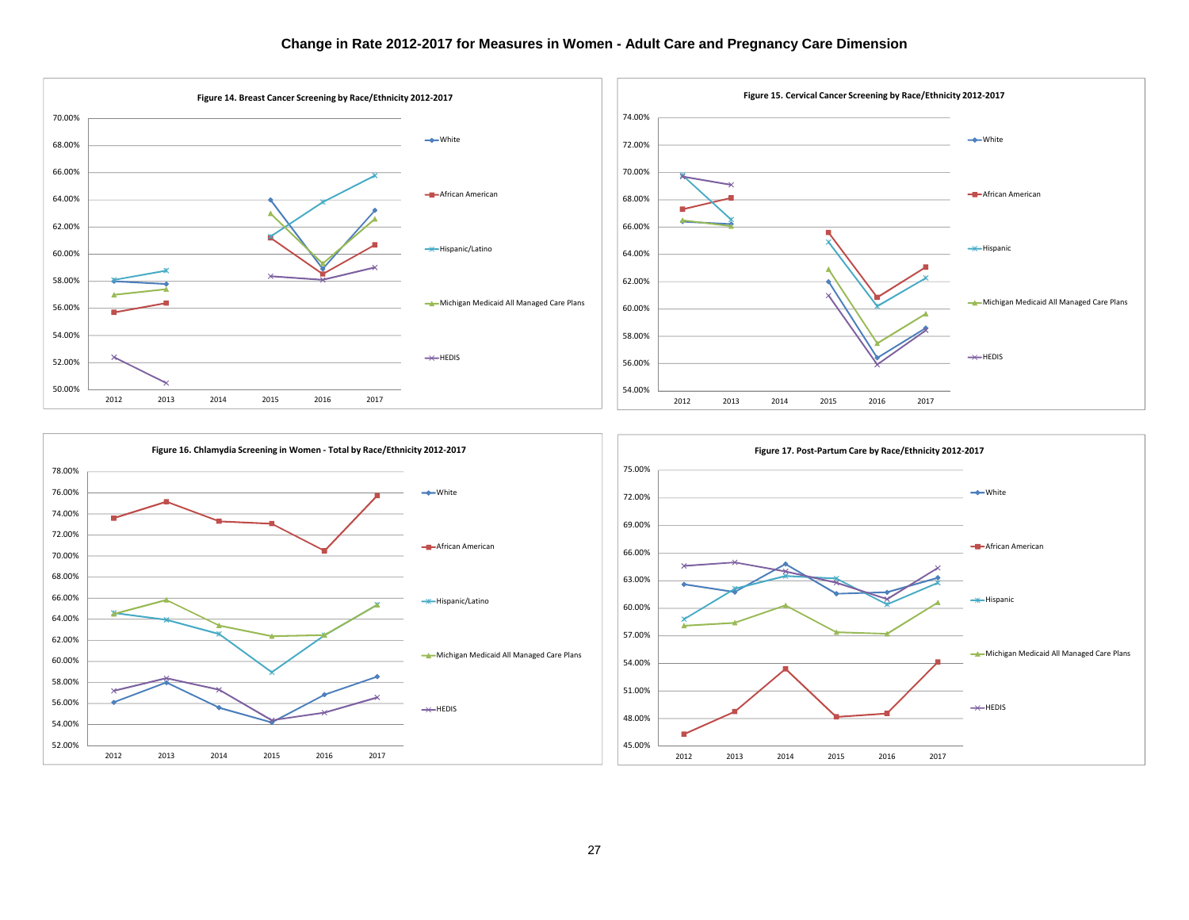## Change in Rate 2012-2017 for Measures in Women - Adult Care and Pregnancy Care Dimension

**Figure 14. Breast Cancer Screening by Race/Ethnicity 2012-2017**

**Figure 15. Cervical Cancer Screening by Race/Ethnicity 2012-2017**

**Figure 16. Chlamydia Screening in Women - Total by Race/Ethnicity 2012-2017**

**Figure 17. Post-Partum Care by Race/Ethnicity 2012-2017**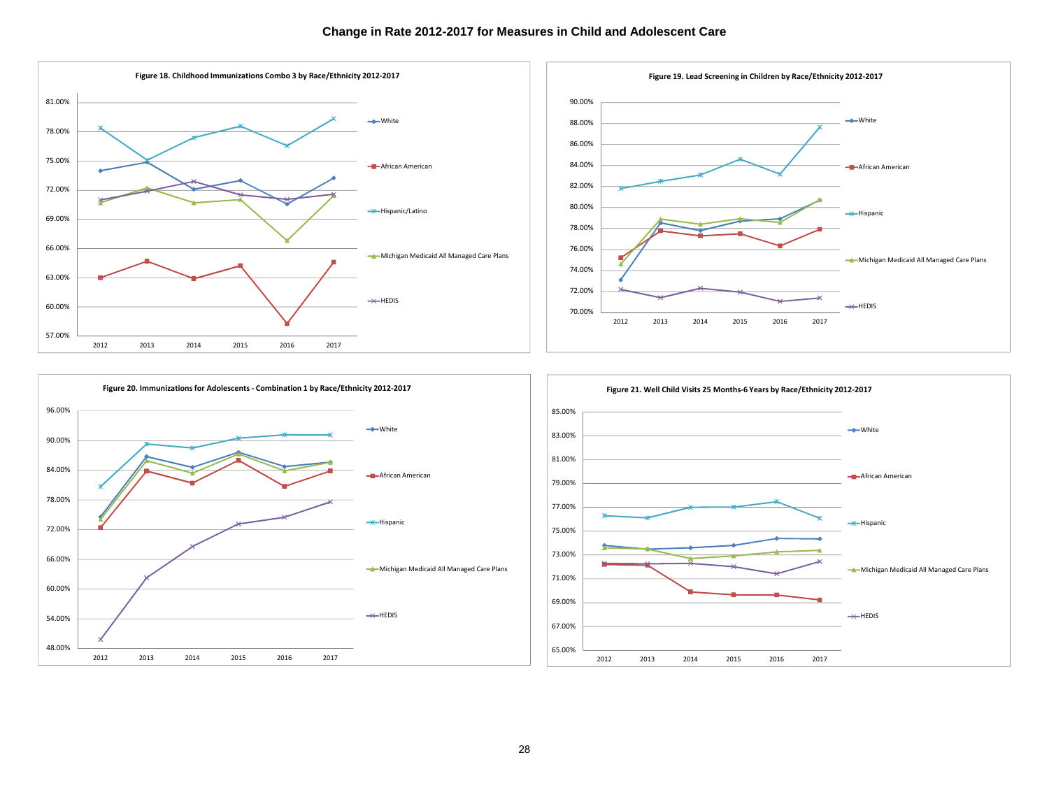# Change in Rate 2012-2017 for Measures in Child and Adolescent Care

**Figure 18. Childhood Immunizations Combo 3 by Race/Ethnicity 2012-2017**

**Figure 19. Lead Screening in Children by Race/Ethnicity 2012-2017**

**Figure 20. Immunizations for Adolescents - Combination 1 by Race/Ethnicity 2012-2017**

**Figure 21. Well Child Visits 25 Months-6 Years by Race/Ethnicity 2012-2017**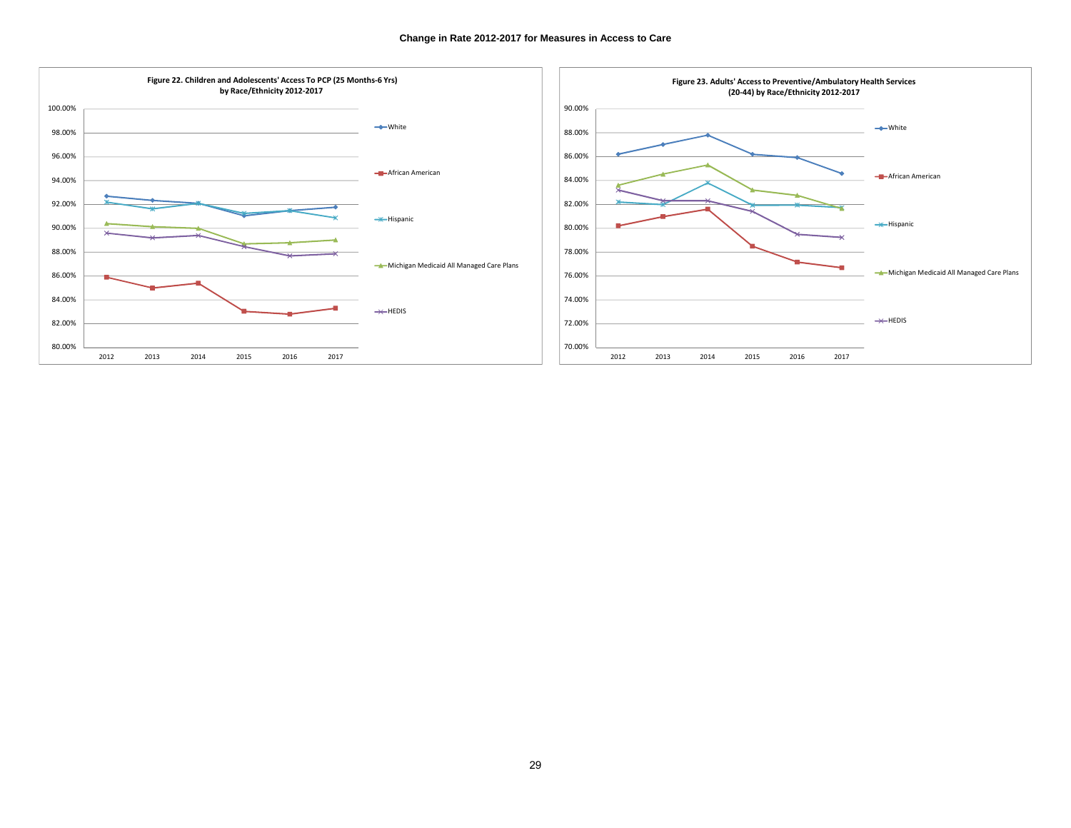## Change in Rate 2012-2017 for Measures in Access to Care

**Figure 22. Children and Adolescents' Access To PCP (25 Months-6 Yrs) by Race/Ethnicity 2012-2017**

**Figure 23. Adults' Access to Preventive/Ambulatory Health Services (20-44) by Race/Ethnicity 2012-2017**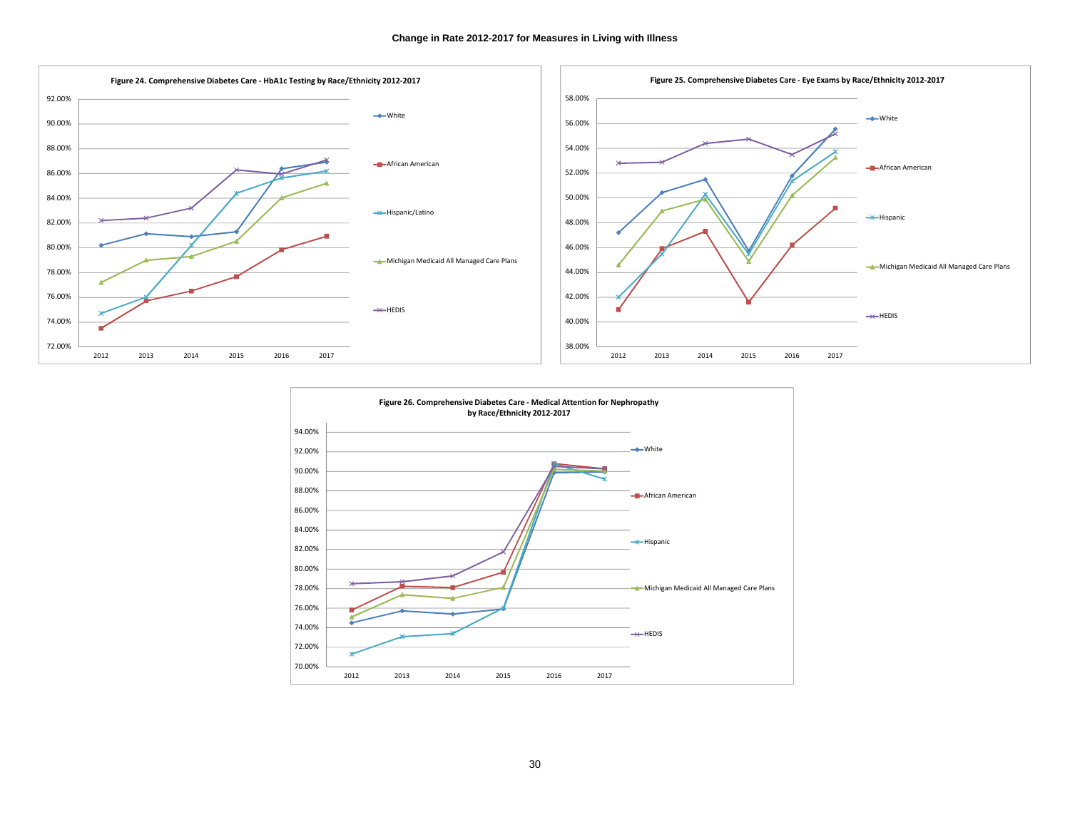## Change in Rate 2012-2017 for Measures in Living with Illness

**Figure 24. Comprehensive Diabetes Care - HbA1c Testing by Race/Ethnicity 2012-2017**

**Figure 25. Comprehensive Diabetes Care - Eye Exams by Race/Ethnicity 2012-2017**

**Figure 26. Comprehensive Diabetes Care - Medical Attention for Nephropathy by Race/Ethnicity 2012-2017**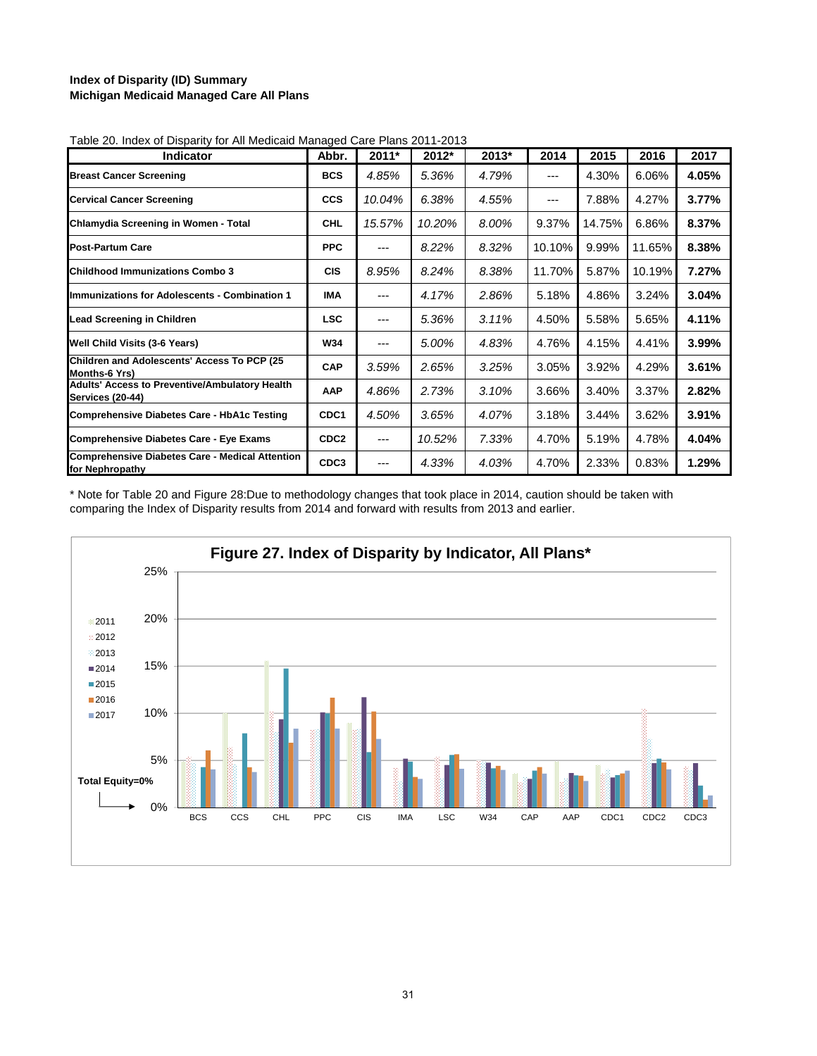**Index of Disparity (ID) Summary**
**Michigan Medicaid Managed Care All Plans**

Table 20. Index of Disparity for All Medicaid Managed Care Plans 2011-2013

| Indicator | Abbr. | 2011* | 2012* | 2013* | 2014 | 2015 | 2016 | 2017 |
|---|---|---|---|---|---|---|---|---|
| **Breast Cancer Screening** | **BCS** | *4.85%* | *5.36%* | *4.79%* | --- | 4.30% | 6.06% | **4.05%** |
| **Cervical Cancer Screening** | **CCS** | *10.04%* | *6.38%* | *4.55%* | --- | 7.88% | 4.27% | **3.77%** |
| **Chlamydia Screening in Women - Total** | **CHL** | *15.57%* | *10.20%* | *8.00%* | 9.37% | 14.75% | 6.86% | **8.37%** |
| **Post-Partum Care** | **PPC** | --- | *8.22%* | *8.32%* | 10.10% | 9.99% | 11.65% | **8.38%** |
| **Childhood Immunizations Combo 3** | **CIS** | *8.95%* | *8.24%* | *8.38%* | 11.70% | 5.87% | 10.19% | **7.27%** |
| **Immunizations for Adolescents - Combination 1** | **IMA** | --- | *4.17%* | *2.86%* | 5.18% | 4.86% | 3.24% | **3.04%** |
| **Lead Screening in Children** | **LSC** | --- | *5.36%* | *3.11%* | 4.50% | 5.58% | 5.65% | **4.11%** |
| **Well Child Visits (3-6 Years)** | **W34** | --- | *5.00%* | *4.83%* | 4.76% | 4.15% | 4.41% | **3.99%** |
| **Children and Adolescents' Access To PCP (25 Months-6 Yrs)** | **CAP** | *3.59%* | *2.65%* | *3.25%* | 3.05% | 3.92% | 4.29% | **3.61%** |
| **Adults' Access to Preventive/Ambulatory Health Services (20-44)** | **AAP** | *4.86%* | *2.73%* | *3.10%* | 3.66% | 3.40% | 3.37% | **2.82%** |
| **Comprehensive Diabetes Care - HbA1c Testing** | **CDC1** | *4.50%* | *3.65%* | *4.07%* | 3.18% | 3.44% | 3.62% | **3.91%** |
| **Comprehensive Diabetes Care - Eye Exams** | **CDC2** | --- | *10.52%* | *7.33%* | 4.70% | 5.19% | 4.78% | **4.04%** |
| **Comprehensive Diabetes Care - Medical Attention for Nephropathy** | **CDC3** | --- | *4.33%* | *4.03%* | 4.70% | 2.33% | 0.83% | **1.29%** |

* Note for Table 20 and Figure 28:Due to methodology changes that took place in 2014, caution should be taken with comparing the Index of Disparity results from 2014 and forward with results from 2013 and earlier.

**Figure 27. Index of Disparity by Indicator, All Plans***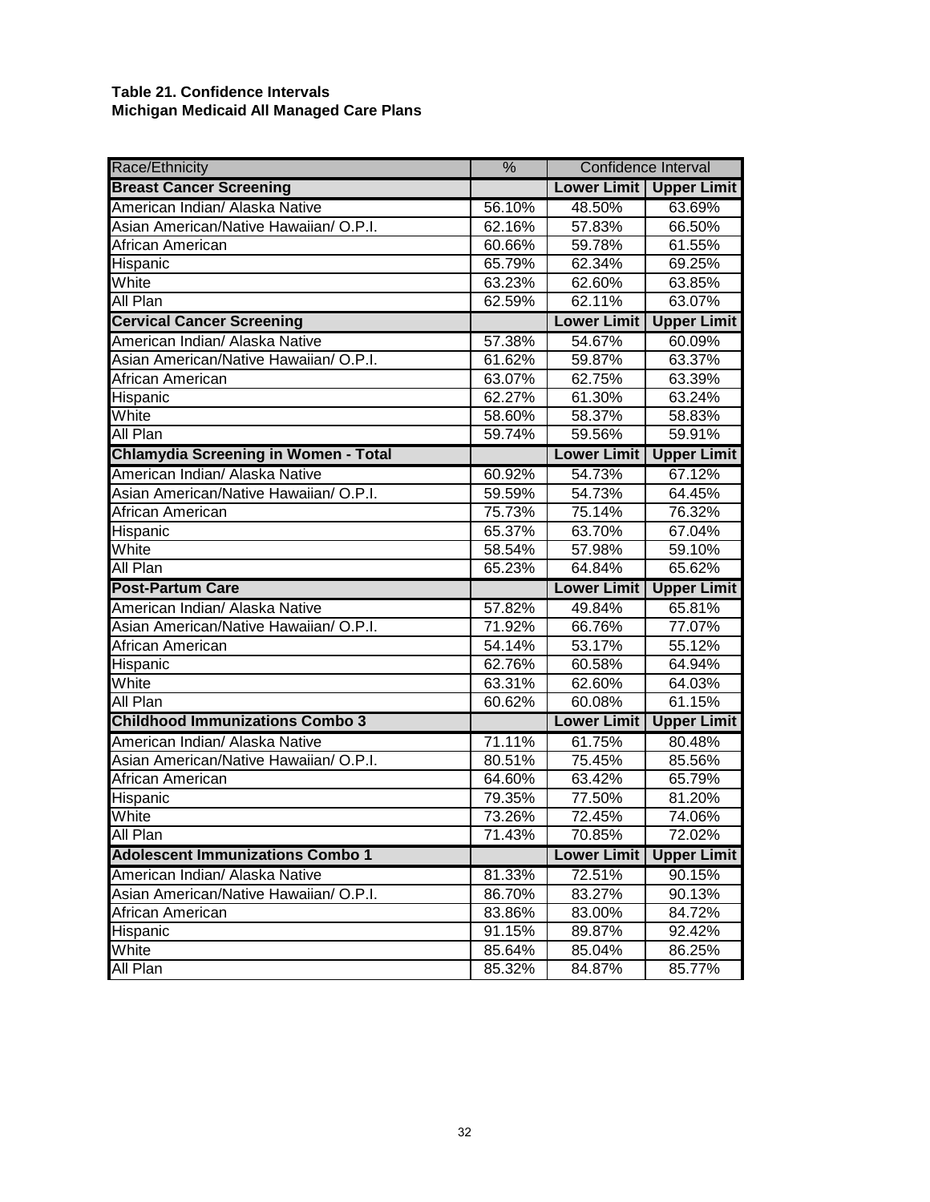**Table 21. Confidence Intervals**
**Michigan Medicaid All Managed Care Plans**

| Race/Ethnicity | % | Confidence Interval | |
|---|---|---|---|
| **Breast Cancer Screening** | | **Lower Limit** | **Upper Limit** |
| American Indian/ Alaska Native | 56.10% | 48.50% | 63.69% |
| Asian American/Native Hawaiian/ O.P.I. | 62.16% | 57.83% | 66.50% |
| African American | 60.66% | 59.78% | 61.55% |
| Hispanic | 65.79% | 62.34% | 69.25% |
| White | 63.23% | 62.60% | 63.85% |
| All Plan | 62.59% | 62.11% | 63.07% |
| **Cervical Cancer Screening** | | **Lower Limit** | **Upper Limit** |
| American Indian/ Alaska Native | 57.38% | 54.67% | 60.09% |
| Asian American/Native Hawaiian/ O.P.I. | 61.62% | 59.87% | 63.37% |
| African American | 63.07% | 62.75% | 63.39% |
| Hispanic | 62.27% | 61.30% | 63.24% |
| White | 58.60% | 58.37% | 58.83% |
| All Plan | 59.74% | 59.56% | 59.91% |
| **Chlamydia Screening in Women - Total** | | **Lower Limit** | **Upper Limit** |
| American Indian/ Alaska Native | 60.92% | 54.73% | 67.12% |
| Asian American/Native Hawaiian/ O.P.I. | 59.59% | 54.73% | 64.45% |
| African American | 75.73% | 75.14% | 76.32% |
| Hispanic | 65.37% | 63.70% | 67.04% |
| White | 58.54% | 57.98% | 59.10% |
| All Plan | 65.23% | 64.84% | 65.62% |
| **Post-Partum Care** | | **Lower Limit** | **Upper Limit** |
| American Indian/ Alaska Native | 57.82% | 49.84% | 65.81% |
| Asian American/Native Hawaiian/ O.P.I. | 71.92% | 66.76% | 77.07% |
| African American | 54.14% | 53.17% | 55.12% |
| Hispanic | 62.76% | 60.58% | 64.94% |
| White | 63.31% | 62.60% | 64.03% |
| All Plan | 60.62% | 60.08% | 61.15% |
| **Childhood Immunizations Combo 3** | | **Lower Limit** | **Upper Limit** |
| American Indian/ Alaska Native | 71.11% | 61.75% | 80.48% |
| Asian American/Native Hawaiian/ O.P.I. | 80.51% | 75.45% | 85.56% |
| African American | 64.60% | 63.42% | 65.79% |
| Hispanic | 79.35% | 77.50% | 81.20% |
| White | 73.26% | 72.45% | 74.06% |
| All Plan | 71.43% | 70.85% | 72.02% |
| **Adolescent Immunizations Combo 1** | | **Lower Limit** | **Upper Limit** |
| American Indian/ Alaska Native | 81.33% | 72.51% | 90.15% |
| Asian American/Native Hawaiian/ O.P.I. | 86.70% | 83.27% | 90.13% |
| African American | 83.86% | 83.00% | 84.72% |
| Hispanic | 91.15% | 89.87% | 92.42% |
| White | 85.64% | 85.04% | 86.25% |
| All Plan | 85.32% | 84.87% | 85.77% |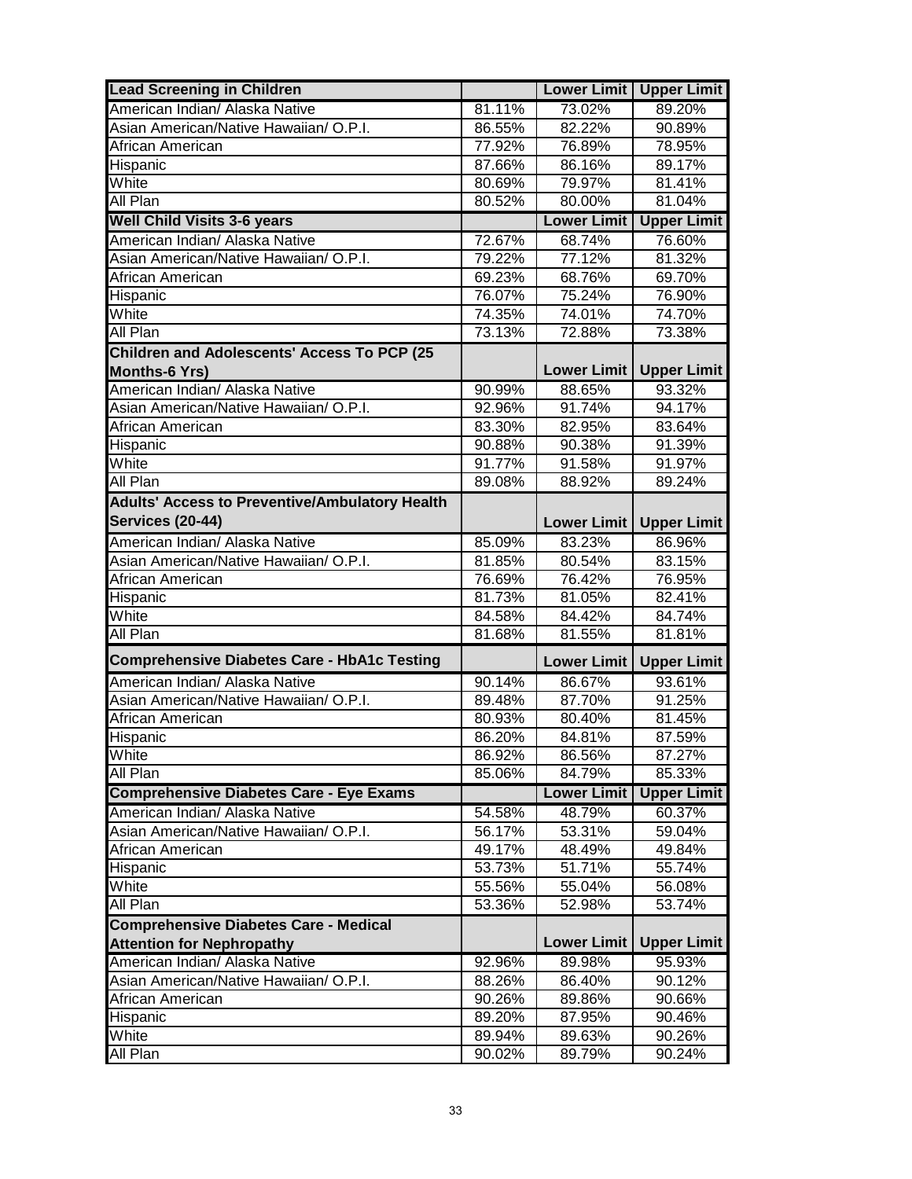| Lead Screening in Children | | Lower Limit | Upper Limit |
|---|---|---|---|
| American Indian/ Alaska Native | 81.11% | 73.02% | 89.20% |
| Asian American/Native Hawaiian/ O.P.I. | 86.55% | 82.22% | 90.89% |
| African American | 77.92% | 76.89% | 78.95% |
| Hispanic | 87.66% | 86.16% | 89.17% |
| White | 80.69% | 79.97% | 81.41% |
| All Plan | 80.52% | 80.00% | 81.04% |
| **Well Child Visits 3-6 years** | | **Lower Limit** | **Upper Limit** |
| American Indian/ Alaska Native | 72.67% | 68.74% | 76.60% |
| Asian American/Native Hawaiian/ O.P.I. | 79.22% | 77.12% | 81.32% |
| African American | 69.23% | 68.76% | 69.70% |
| Hispanic | 76.07% | 75.24% | 76.90% |
| White | 74.35% | 74.01% | 74.70% |
| All Plan | 73.13% | 72.88% | 73.38% |
| **Children and Adolescents' Access To PCP (25 Months-6 Yrs)** | | **Lower Limit** | **Upper Limit** |
| American Indian/ Alaska Native | 90.99% | 88.65% | 93.32% |
| Asian American/Native Hawaiian/ O.P.I. | 92.96% | 91.74% | 94.17% |
| African American | 83.30% | 82.95% | 83.64% |
| Hispanic | 90.88% | 90.38% | 91.39% |
| White | 91.77% | 91.58% | 91.97% |
| All Plan | 89.08% | 88.92% | 89.24% |
| **Adults' Access to Preventive/Ambulatory Health Services (20-44)** | | **Lower Limit** | **Upper Limit** |
| American Indian/ Alaska Native | 85.09% | 83.23% | 86.96% |
| Asian American/Native Hawaiian/ O.P.I. | 81.85% | 80.54% | 83.15% |
| African American | 76.69% | 76.42% | 76.95% |
| Hispanic | 81.73% | 81.05% | 82.41% |
| White | 84.58% | 84.42% | 84.74% |
| All Plan | 81.68% | 81.55% | 81.81% |
| **Comprehensive Diabetes Care - HbA1c Testing** | | **Lower Limit** | **Upper Limit** |
| American Indian/ Alaska Native | 90.14% | 86.67% | 93.61% |
| Asian American/Native Hawaiian/ O.P.I. | 89.48% | 87.70% | 91.25% |
| African American | 80.93% | 80.40% | 81.45% |
| Hispanic | 86.20% | 84.81% | 87.59% |
| White | 86.92% | 86.56% | 87.27% |
| All Plan | 85.06% | 84.79% | 85.33% |
| **Comprehensive Diabetes Care - Eye Exams** | | **Lower Limit** | **Upper Limit** |
| American Indian/ Alaska Native | 54.58% | 48.79% | 60.37% |
| Asian American/Native Hawaiian/ O.P.I. | 56.17% | 53.31% | 59.04% |
| African American | 49.17% | 48.49% | 49.84% |
| Hispanic | 53.73% | 51.71% | 55.74% |
| White | 55.56% | 55.04% | 56.08% |
| All Plan | 53.36% | 52.98% | 53.74% |
| **Comprehensive Diabetes Care - Medical Attention for Nephropathy** | | **Lower Limit** | **Upper Limit** |
| American Indian/ Alaska Native | 92.96% | 89.98% | 95.93% |
| Asian American/Native Hawaiian/ O.P.I. | 88.26% | 86.40% | 90.12% |
| African American | 90.26% | 89.86% | 90.66% |
| Hispanic | 89.20% | 87.95% | 90.46% |
| White | 89.94% | 89.63% | 90.26% |
| All Plan | 90.02% | 89.79% | 90.24% |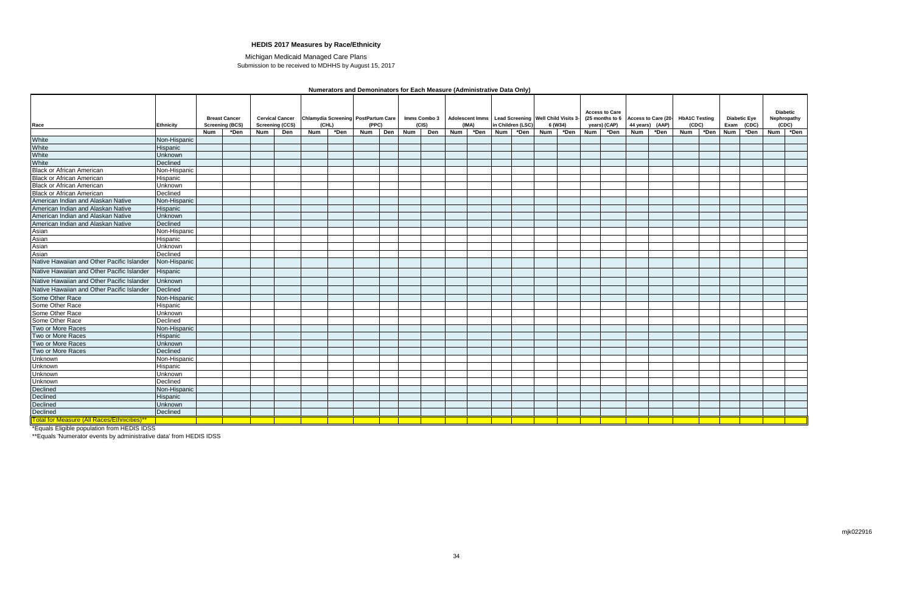**HEDIS 2017 Measures by Race/Ethnicity**

Michigan Medicaid Managed Care Plans

Submission to be received to MDHHS by August 15, 2017

**Numerators and Demoninators for Each Measure (Administrative Data Only)**

| Race | Ethnicity | Breast Cancer Screening (BCS) | | Cervical Cancer Screening (CCS) | | Chlamydia Screening (CHL) | | PostPartum Care (PPC) | | Imms Combo 3 (CIS) | | Adolescent Imms (IMA) | | Lead Screening in Children (LSC) | | Well Child Visits 3-6 (W34) | | Access to Care (25 months to 6 years) (CAP) | | Access to Care (20-44 years) (AAP) | | HbA1C Testing (CDC) | | Diabetic Eye Exam (CDC) | | Diabetic Nephropathy (CDC) | |
|---|---|---|---|---|---|---|---|---|---|---|---|---|---|---|---|---|---|---|---|---|---|---|---|---|---|---|---|
| | | Num | *Den | Num | Den | Num | *Den | Num | Den | Num | Den | Num | *Den | Num | *Den | Num | *Den | Num | *Den | Num | *Den | Num | *Den | Num | *Den | Num | *Den |
| White | Non-Hispanic | | | | | | | | | | | | | | | | | | | | | | | | | | |
| White | Hispanic | | | | | | | | | | | | | | | | | | | | | | | | | | |
| White | Unknown | | | | | | | | | | | | | | | | | | | | | | | | | | |
| White | Declined | | | | | | | | | | | | | | | | | | | | | | | | | | |
| Black or African American | Non-Hispanic | | | | | | | | | | | | | | | | | | | | | | | | | | |
| Black or African American | Hispanic | | | | | | | | | | | | | | | | | | | | | | | | | | |
| Black or African American | Unknown | | | | | | | | | | | | | | | | | | | | | | | | | | |
| Black or African American | Declined | | | | | | | | | | | | | | | | | | | | | | | | | | |
| American Indian and Alaskan Native | Non-Hispanic | | | | | | | | | | | | | | | | | | | | | | | | | | |
| American Indian and Alaskan Native | Hispanic | | | | | | | | | | | | | | | | | | | | | | | | | | |
| American Indian and Alaskan Native | Unknown | | | | | | | | | | | | | | | | | | | | | | | | | | |
| American Indian and Alaskan Native | Declined | | | | | | | | | | | | | | | | | | | | | | | | | | |
| Asian | Non-Hispanic | | | | | | | | | | | | | | | | | | | | | | | | | | |
| Asian | Hispanic | | | | | | | | | | | | | | | | | | | | | | | | | | |
| Asian | Unknown | | | | | | | | | | | | | | | | | | | | | | | | | | |
| Asian | Declined | | | | | | | | | | | | | | | | | | | | | | | | | | |
| Native Hawaiian and Other Pacific Islander | Non-Hispanic | | | | | | | | | | | | | | | | | | | | | | | | | | |
| Native Hawaiian and Other Pacific Islander | Hispanic | | | | | | | | | | | | | | | | | | | | | | | | | | |
| Native Hawaiian and Other Pacific Islander | Unknown | | | | | | | | | | | | | | | | | | | | | | | | | | |
| Native Hawaiian and Other Pacific Islander | Declined | | | | | | | | | | | | | | | | | | | | | | | | | | |
| Some Other Race | Non-Hispanic | | | | | | | | | | | | | | | | | | | | | | | | | | |
| Some Other Race | Hispanic | | | | | | | | | | | | | | | | | | | | | | | | | | |
| Some Other Race | Unknown | | | | | | | | | | | | | | | | | | | | | | | | | | |
| Some Other Race | Declined | | | | | | | | | | | | | | | | | | | | | | | | | | |
| Two or More Races | Non-Hispanic | | | | | | | | | | | | | | | | | | | | | | | | | | |
| Two or More Races | Hispanic | | | | | | | | | | | | | | | | | | | | | | | | | | |
| Two or More Races | Unknown | | | | | | | | | | | | | | | | | | | | | | | | | | |
| Two or More Races | Declined | | | | | | | | | | | | | | | | | | | | | | | | | | |
| Unknown | Non-Hispanic | | | | | | | | | | | | | | | | | | | | | | | | | | |
| Unknown | Hispanic | | | | | | | | | | | | | | | | | | | | | | | | | | |
| Unknown | Unknown | | | | | | | | | | | | | | | | | | | | | | | | | | |
| Unknown | Declined | | | | | | | | | | | | | | | | | | | | | | | | | | |
| Declined | Non-Hispanic | | | | | | | | | | | | | | | | | | | | | | | | | | |
| Declined | Hispanic | | | | | | | | | | | | | | | | | | | | | | | | | | |
| Declined | Unknown | | | | | | | | | | | | | | | | | | | | | | | | | | |
| Declined | Declined | | | | | | | | | | | | | | | | | | | | | | | | | | |
| Total for Measure (All Races/Ethnicities)** | | | | | | | | | | | | | | | | | | | | | | | | | | | |

*Equals Eligible population from HEDIS IDSS

**Equals 'Numerator events by administrative data' from HEDIS IDSS

mjk022916